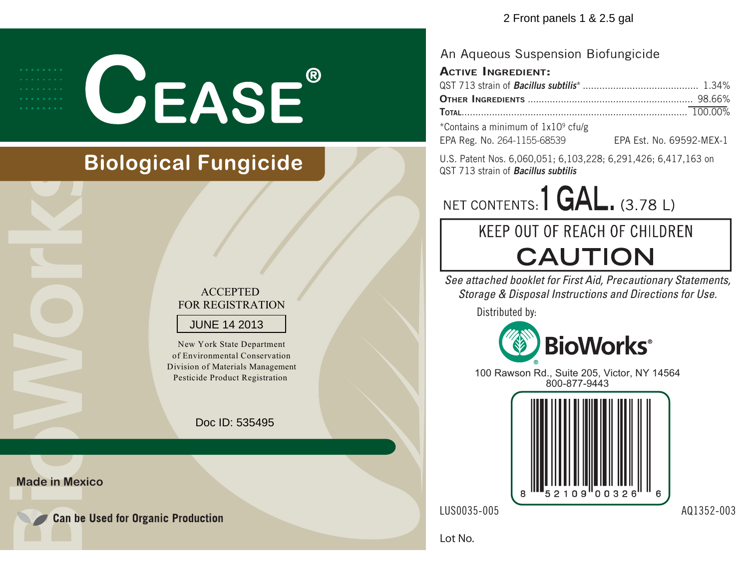2 Front panels 1 & 2.5 gal

# CEASE®

## Biological Fungicide

ACCEPTED
FOR REGISTRATION

JUNE 14 2013

New York State Department
of Environmental Conservation
Division of Materials Management
Pesticide Product Registration

Doc ID: 535495

**Made in Mexico**

**Can be Used for Organic Production**

An Aqueous Suspension Biofungicide

**ACTIVE INGREDIENT:**

| | |
|---|---|
| QST 713 strain of ***Bacillus subtilis**** | 1.34% |
| **OTHER INGREDIENTS** | 98.66% |
| **TOTAL** | 100.00% |

*Contains a minimum of $1x10^9$ cfu/g

EPA Reg. No. 264-1155-68539 EPA Est. No. 69592-MEX-1

U.S. Patent Nos. 6,060,051; 6,103,228; 6,291,426; 6,417,163 on QST 713 strain of ***Bacillus subtilis***

NET CONTENTS: **1 GAL.** (3.78 L)

KEEP OUT OF REACH OF CHILDREN

**CAUTION**

*See attached booklet for First Aid, Precautionary Statements, Storage & Disposal Instructions and Directions for Use.*

Distributed by:

**BioWorks®**

100 Rawson Rd., Suite 205, Victor, NY 14564
800-877-9443

8 52109 00326 6

LUS0035-005 AQ1352-003

Lot No.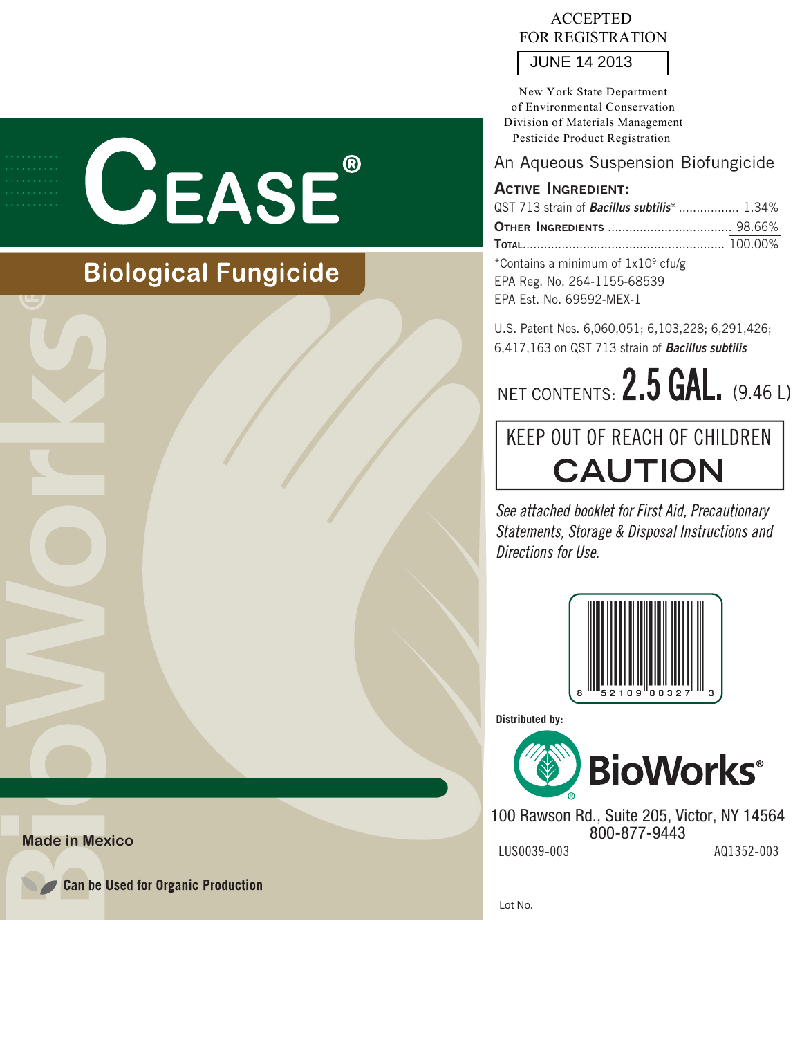ACCEPTED
FOR REGISTRATION

JUNE 14 2013

New York State Department
of Environmental Conservation
Division of Materials Management
Pesticide Product Registration

# CEASE®

## Biological Fungicide

An Aqueous Suspension Biofungicide

**ACTIVE INGREDIENT:**

| | |
|---|---|
| QST 713 strain of ***Bacillus subtilis**** | 1.34% |
| **OTHER INGREDIENTS** | 98.66% |
| **TOTAL** | 100.00% |

*Contains a minimum of $1x10^9$ cfu/g

EPA Reg. No. 264-1155-68539

EPA Est. No. 69592-MEX-1

U.S. Patent Nos. 6,060,051; 6,103,228; 6,291,426; 6,417,163 on QST 713 strain of ***Bacillus subtilis***

NET CONTENTS: **2.5 GAL.** (9.46 L)

**KEEP OUT OF REACH OF CHILDREN**

**CAUTION**

*See attached booklet for First Aid, Precautionary Statements, Storage & Disposal Instructions and Directions for Use.*

8 52109 00327 3

**Distributed by:**

**BioWorks®**

100 Rawson Rd., Suite 205, Victor, NY 14564
800-877-9443

LUS0039-003 AQ1352-003

**Made in Mexico**

**Can be Used for Organic Production**

Lot No.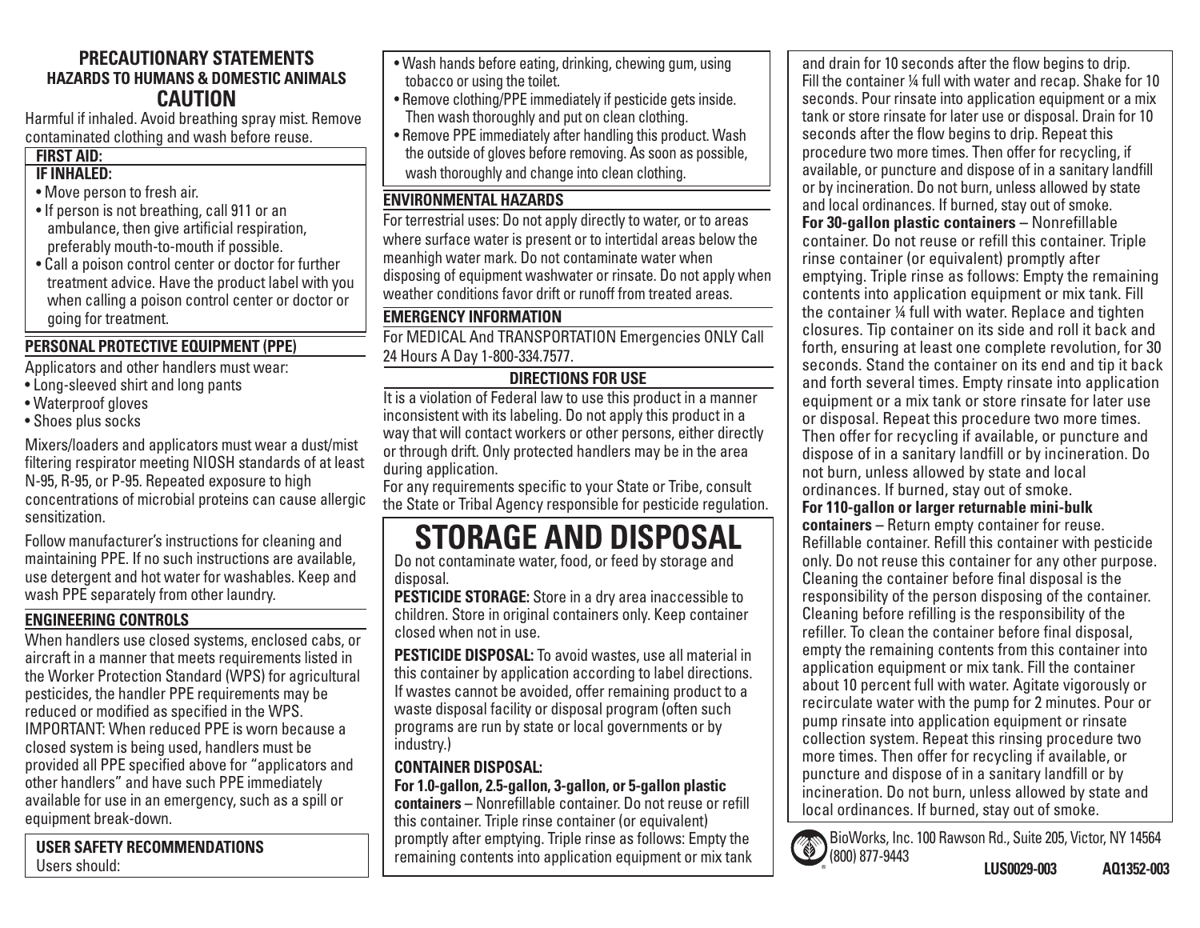## PRECAUTIONARY STATEMENTS

### HAZARDS TO HUMANS & DOMESTIC ANIMALS

### CAUTION

Harmful if inhaled. Avoid breathing spray mist. Remove contaminated clothing and wash before reuse.

**FIRST AID:**

**IF INHALED:**

- Move person to fresh air.
- If person is not breathing, call 911 or an ambulance, then give artificial respiration, preferably mouth-to-mouth if possible.
- Call a poison control center or doctor for further treatment advice. Have the product label with you when calling a poison control center or doctor or going for treatment.

**PERSONAL PROTECTIVE EQUIPMENT (PPE)**

Applicators and other handlers must wear:

- Long-sleeved shirt and long pants
- Waterproof gloves
- Shoes plus socks

Mixers/loaders and applicators must wear a dust/mist filtering respirator meeting NIOSH standards of at least N-95, R-95, or P-95. Repeated exposure to high concentrations of microbial proteins can cause allergic sensitization.

Follow manufacturer's instructions for cleaning and maintaining PPE. If no such instructions are available, use detergent and hot water for washables. Keep and wash PPE separately from other laundry.

**ENGINEERING CONTROLS**

When handlers use closed systems, enclosed cabs, or aircraft in a manner that meets requirements listed in the Worker Protection Standard (WPS) for agricultural pesticides, the handler PPE requirements may be reduced or modified as specified in the WPS. IMPORTANT: When reduced PPE is worn because a closed system is being used, handlers must be provided all PPE specified above for "applicators and other handlers" and have such PPE immediately available for use in an emergency, such as a spill or equipment break-down.

**USER SAFETY RECOMMENDATIONS**

Users should:

- Wash hands before eating, drinking, chewing gum, using tobacco or using the toilet.
- Remove clothing/PPE immediately if pesticide gets inside. Then wash thoroughly and put on clean clothing.
- Remove PPE immediately after handling this product. Wash the outside of gloves before removing. As soon as possible, wash thoroughly and change into clean clothing.

**ENVIRONMENTAL HAZARDS**

For terrestrial uses: Do not apply directly to water, or to areas where surface water is present or to intertidal areas below the meanhigh water mark. Do not contaminate water when disposing of equipment washwater or rinsate. Do not apply when weather conditions favor drift or runoff from treated areas.

**EMERGENCY INFORMATION**

For MEDICAL And TRANSPORTATION Emergencies ONLY Call 24 Hours A Day 1-800-334.7577.

## DIRECTIONS FOR USE

It is a violation of Federal law to use this product in a manner inconsistent with its labeling. Do not apply this product in a way that will contact workers or other persons, either directly or through drift. Only protected handlers may be in the area during application.

For any requirements specific to your State or Tribe, consult the State or Tribal Agency responsible for pesticide regulation.

# STORAGE AND DISPOSAL

Do not contaminate water, food, or feed by storage and disposal.

**PESTICIDE STORAGE:** Store in a dry area inaccessible to children. Store in original containers only. Keep container closed when not in use.

**PESTICIDE DISPOSAL:** To avoid wastes, use all material in this container by application according to label directions. If wastes cannot be avoided, offer remaining product to a waste disposal facility or disposal program (often such programs are run by state or local governments or by industry.)

**CONTAINER DISPOSAL:**

**For 1.0-gallon, 2.5-gallon, 3-gallon, or 5-gallon plastic containers** – Nonrefillable container. Do not reuse or refill this container. Triple rinse container (or equivalent) promptly after emptying. Triple rinse as follows: Empty the remaining contents into application equipment or mix tank and drain for 10 seconds after the flow begins to drip. Fill the container ¼ full with water and recap. Shake for 10 seconds. Pour rinsate into application equipment or a mix tank or store rinsate for later use or disposal. Drain for 10 seconds after the flow begins to drip. Repeat this procedure two more times. Then offer for recycling, if available, or puncture and dispose of in a sanitary landfill or by incineration. Do not burn, unless allowed by state and local ordinances. If burned, stay out of smoke.

**For 30-gallon plastic containers** – Nonrefillable container. Do not reuse or refill this container. Triple rinse container (or equivalent) promptly after emptying. Triple rinse as follows: Empty the remaining contents into application equipment or mix tank. Fill the container ¼ full with water. Replace and tighten closures. Tip container on its side and roll it back and forth, ensuring at least one complete revolution, for 30 seconds. Stand the container on its end and tip it back and forth several times. Empty rinsate into application equipment or a mix tank or store rinsate for later use or disposal. Repeat this procedure two more times. Then offer for recycling if available, or puncture and dispose of in a sanitary landfill or by incineration. Do not burn, unless allowed by state and local ordinances. If burned, stay out of smoke.

**For 110-gallon or larger returnable mini-bulk containers** – Return empty container for reuse. Refillable container. Refill this container with pesticide only. Do not reuse this container for any other purpose. Cleaning the container before final disposal is the responsibility of the person disposing of the container. Cleaning before refilling is the responsibility of the refiller. To clean the container before final disposal, empty the remaining contents from this container into application equipment or mix tank. Fill the container about 10 percent full with water. Agitate vigorously or recirculate water with the pump for 2 minutes. Pour or pump rinsate into application equipment or rinsate collection system. Repeat this rinsing procedure two more times. Then offer for recycling if available, or puncture and dispose of in a sanitary landfill or by incineration. Do not burn, unless allowed by state and local ordinances. If burned, stay out of smoke.

BioWorks, Inc. 100 Rawson Rd., Suite 205, Victor, NY 14564
(800) 877-9443

LUS0029-003 AQ1352-003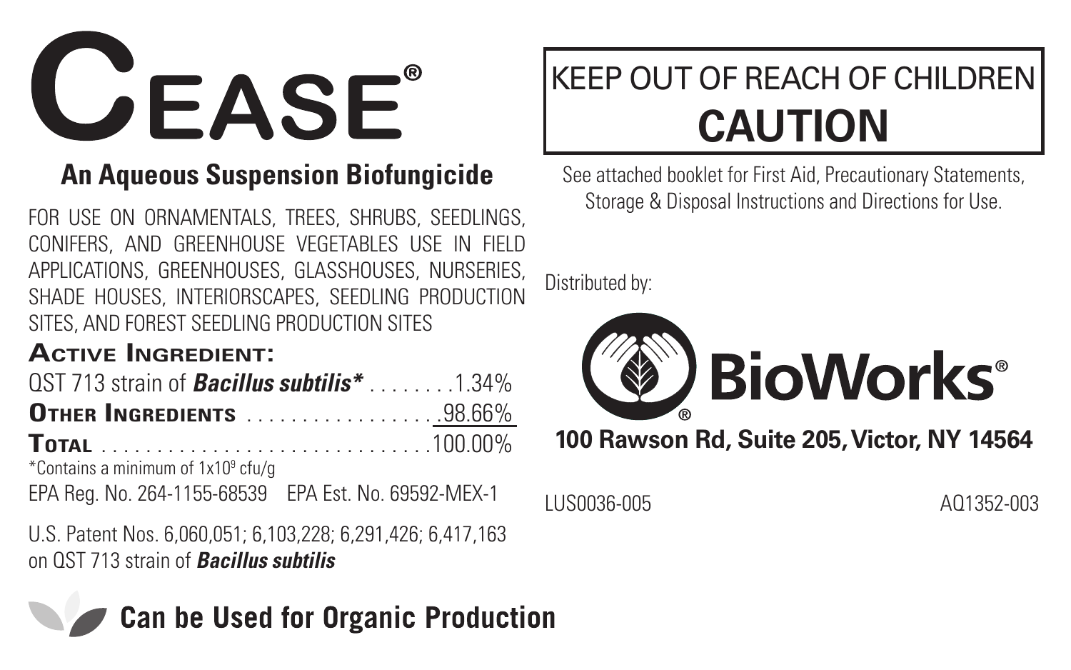# CEASE®

## An Aqueous Suspension Biofungicide

FOR USE ON ORNAMENTALS, TREES, SHRUBS, SEEDLINGS, CONIFERS, AND GREENHOUSE VEGETABLES USE IN FIELD APPLICATIONS, GREENHOUSES, GLASSHOUSES, NURSERIES, SHADE HOUSES, INTERIORSCAPES, SEEDLING PRODUCTION SITES, AND FOREST SEEDLING PRODUCTION SITES

**ACTIVE INGREDIENT:**

QST 713 strain of ***Bacillus subtilis**** . . . . . . . . .1.34%

**OTHER INGREDIENTS** . . . . . . . . . . . . . . . . . .98.66%

**TOTAL** . . . . . . . . . . . . . . . . . . . . . . . . . . . . .100.00%

*Contains a minimum of $1x10^9$ cfu/g

EPA Reg. No. 264-1155-68539 EPA Est. No. 69592-MEX-1

U.S. Patent Nos. 6,060,051; 6,103,228; 6,291,426; 6,417,163 on QST 713 strain of ***Bacillus subtilis***

**Can be Used for Organic Production**

KEEP OUT OF REACH OF CHILDREN

**CAUTION**

See attached booklet for First Aid, Precautionary Statements, Storage & Disposal Instructions and Directions for Use.

Distributed by:

**BioWorks®**

**100 Rawson Rd, Suite 205, Victor, NY 14564**

LUS0036-005 AQ1352-003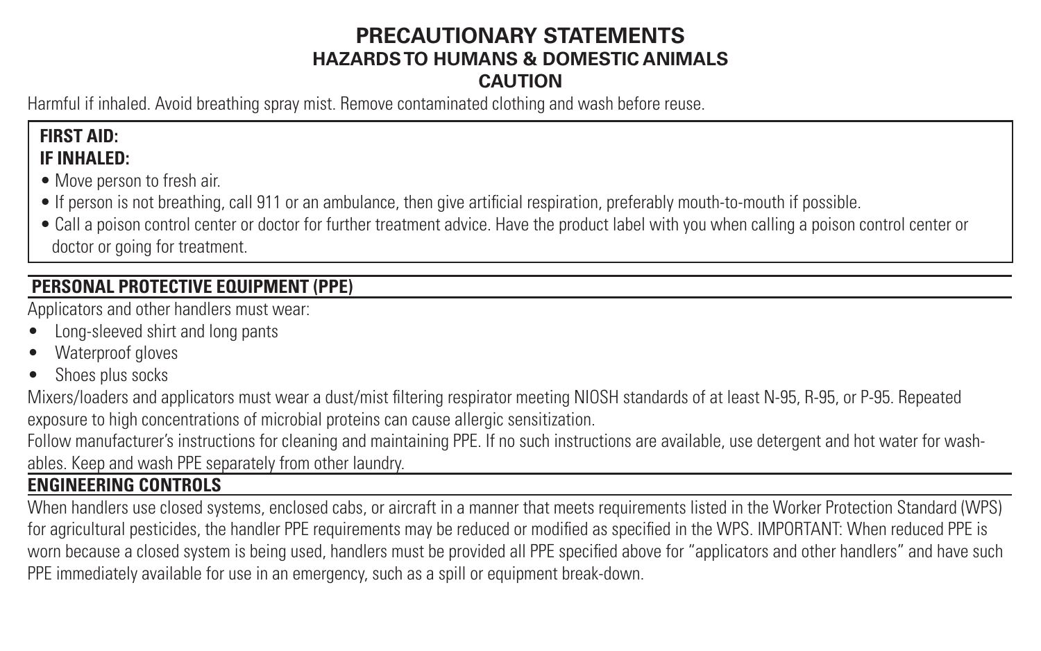# PRECAUTIONARY STATEMENTS

## HAZARDS TO HUMANS & DOMESTIC ANIMALS

### CAUTION

Harmful if inhaled. Avoid breathing spray mist. Remove contaminated clothing and wash before reuse.

**FIRST AID:**
**IF INHALED:**

- Move person to fresh air.
- If person is not breathing, call 911 or an ambulance, then give artificial respiration, preferably mouth-to-mouth if possible.
- Call a poison control center or doctor for further treatment advice. Have the product label with you when calling a poison control center or doctor or going for treatment.

## PERSONAL PROTECTIVE EQUIPMENT (PPE)

Applicators and other handlers must wear:

- Long-sleeved shirt and long pants
- Waterproof gloves
- Shoes plus socks

Mixers/loaders and applicators must wear a dust/mist filtering respirator meeting NIOSH standards of at least N-95, R-95, or P-95. Repeated exposure to high concentrations of microbial proteins can cause allergic sensitization.

Follow manufacturer's instructions for cleaning and maintaining PPE. If no such instructions are available, use detergent and hot water for washables. Keep and wash PPE separately from other laundry.

## ENGINEERING CONTROLS

When handlers use closed systems, enclosed cabs, or aircraft in a manner that meets requirements listed in the Worker Protection Standard (WPS) for agricultural pesticides, the handler PPE requirements may be reduced or modified as specified in the WPS. IMPORTANT: When reduced PPE is worn because a closed system is being used, handlers must be provided all PPE specified above for "applicators and other handlers" and have such PPE immediately available for use in an emergency, such as a spill or equipment break-down.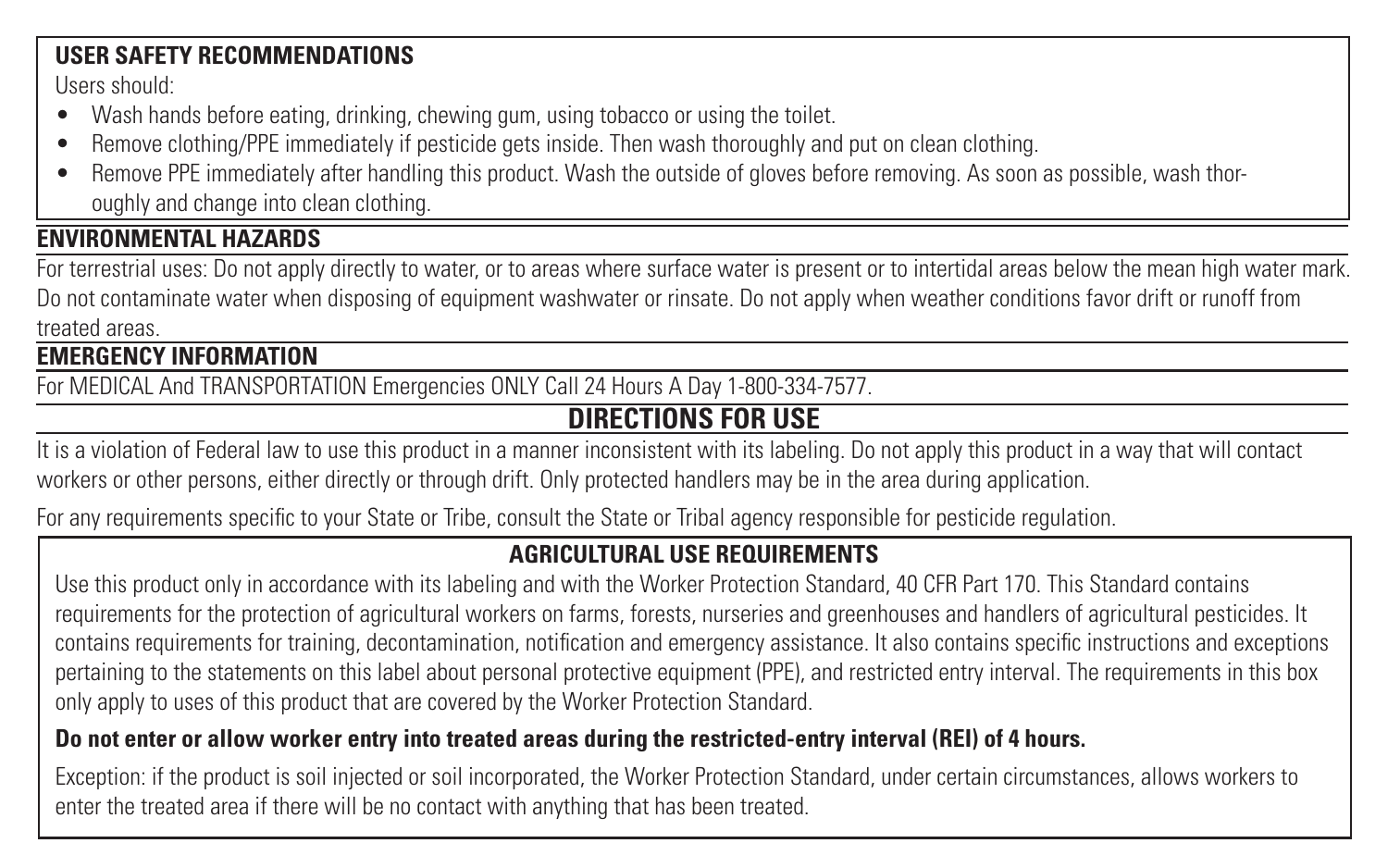## USER SAFETY RECOMMENDATIONS

Users should:

- Wash hands before eating, drinking, chewing gum, using tobacco or using the toilet.
- Remove clothing/PPE immediately if pesticide gets inside. Then wash thoroughly and put on clean clothing.
- Remove PPE immediately after handling this product. Wash the outside of gloves before removing. As soon as possible, wash thoroughly and change into clean clothing.

## ENVIRONMENTAL HAZARDS

For terrestrial uses: Do not apply directly to water, or to areas where surface water is present or to intertidal areas below the mean high water mark. Do not contaminate water when disposing of equipment washwater or rinsate. Do not apply when weather conditions favor drift or runoff from treated areas.

## EMERGENCY INFORMATION

For MEDICAL And TRANSPORTATION Emergencies ONLY Call 24 Hours A Day 1-800-334-7577.

# DIRECTIONS FOR USE

It is a violation of Federal law to use this product in a manner inconsistent with its labeling. Do not apply this product in a way that will contact workers or other persons, either directly or through drift. Only protected handlers may be in the area during application.

For any requirements specific to your State or Tribe, consult the State or Tribal agency responsible for pesticide regulation.

## AGRICULTURAL USE REQUIREMENTS

Use this product only in accordance with its labeling and with the Worker Protection Standard, 40 CFR Part 170. This Standard contains requirements for the protection of agricultural workers on farms, forests, nurseries and greenhouses and handlers of agricultural pesticides. It contains requirements for training, decontamination, notification and emergency assistance. It also contains specific instructions and exceptions pertaining to the statements on this label about personal protective equipment (PPE), and restricted entry interval. The requirements in this box only apply to uses of this product that are covered by the Worker Protection Standard.

**Do not enter or allow worker entry into treated areas during the restricted-entry interval (REI) of 4 hours.**

Exception: if the product is soil injected or soil incorporated, the Worker Protection Standard, under certain circumstances, allows workers to enter the treated area if there will be no contact with anything that has been treated.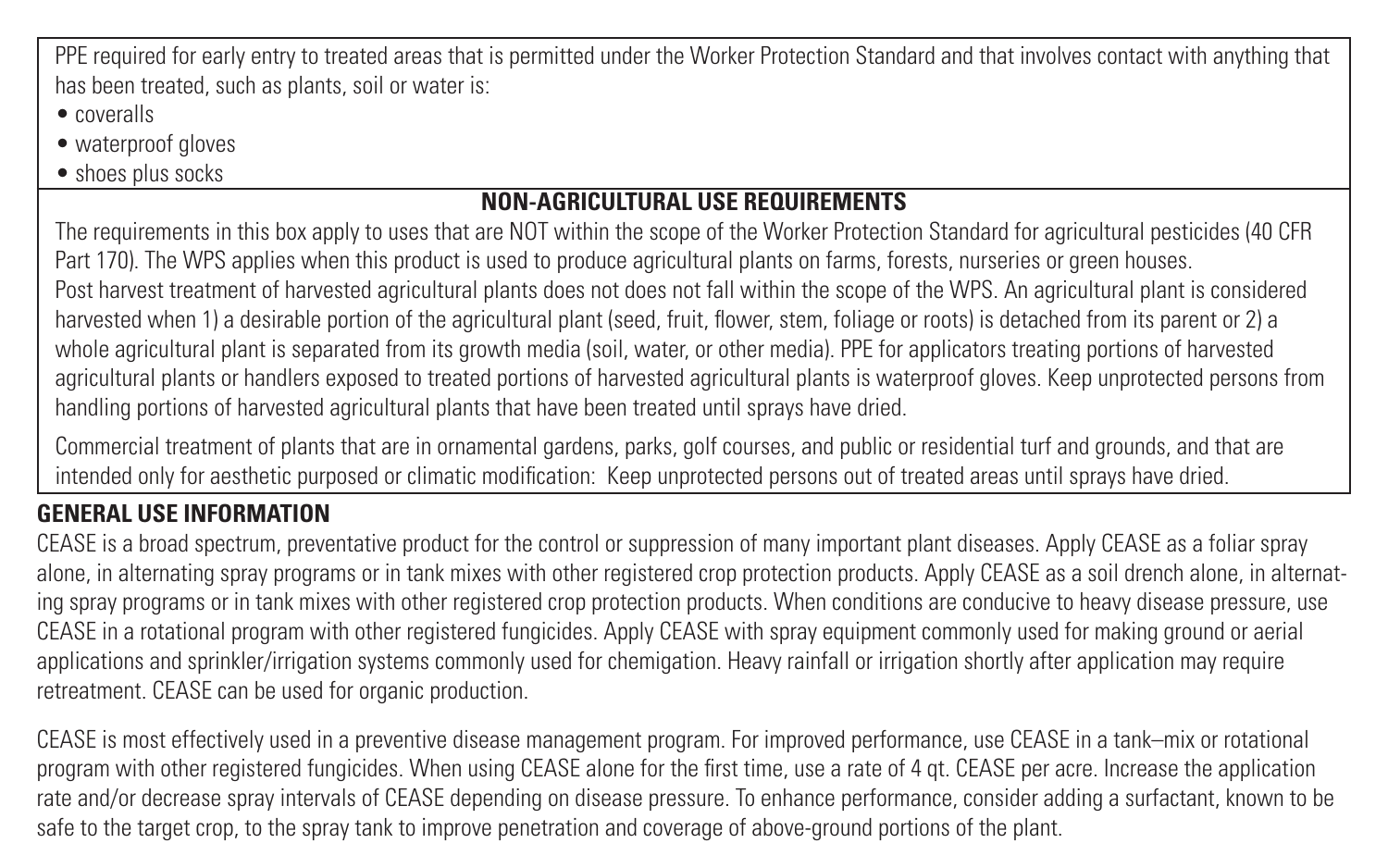PPE required for early entry to treated areas that is permitted under the Worker Protection Standard and that involves contact with anything that has been treated, such as plants, soil or water is:

- coveralls
- waterproof gloves
- shoes plus socks

## NON-AGRICULTURAL USE REQUIREMENTS

The requirements in this box apply to uses that are NOT within the scope of the Worker Protection Standard for agricultural pesticides (40 CFR Part 170). The WPS applies when this product is used to produce agricultural plants on farms, forests, nurseries or green houses.

Post harvest treatment of harvested agricultural plants does not does not fall within the scope of the WPS. An agricultural plant is considered harvested when 1) a desirable portion of the agricultural plant (seed, fruit, flower, stem, foliage or roots) is detached from its parent or 2) a whole agricultural plant is separated from its growth media (soil, water, or other media). PPE for applicators treating portions of harvested agricultural plants or handlers exposed to treated portions of harvested agricultural plants is waterproof gloves. Keep unprotected persons from handling portions of harvested agricultural plants that have been treated until sprays have dried.

Commercial treatment of plants that are in ornamental gardens, parks, golf courses, and public or residential turf and grounds, and that are intended only for aesthetic purposed or climatic modification: Keep unprotected persons out of treated areas until sprays have dried.

## GENERAL USE INFORMATION

CEASE is a broad spectrum, preventative product for the control or suppression of many important plant diseases. Apply CEASE as a foliar spray alone, in alternating spray programs or in tank mixes with other registered crop protection products. Apply CEASE as a soil drench alone, in alternating spray programs or in tank mixes with other registered crop protection products. When conditions are conducive to heavy disease pressure, use CEASE in a rotational program with other registered fungicides. Apply CEASE with spray equipment commonly used for making ground or aerial applications and sprinkler/irrigation systems commonly used for chemigation. Heavy rainfall or irrigation shortly after application may require retreatment. CEASE can be used for organic production.

CEASE is most effectively used in a preventive disease management program. For improved performance, use CEASE in a tank–mix or rotational program with other registered fungicides. When using CEASE alone for the first time, use a rate of 4 qt. CEASE per acre. Increase the application rate and/or decrease spray intervals of CEASE depending on disease pressure. To enhance performance, consider adding a surfactant, known to be safe to the target crop, to the spray tank to improve penetration and coverage of above-ground portions of the plant.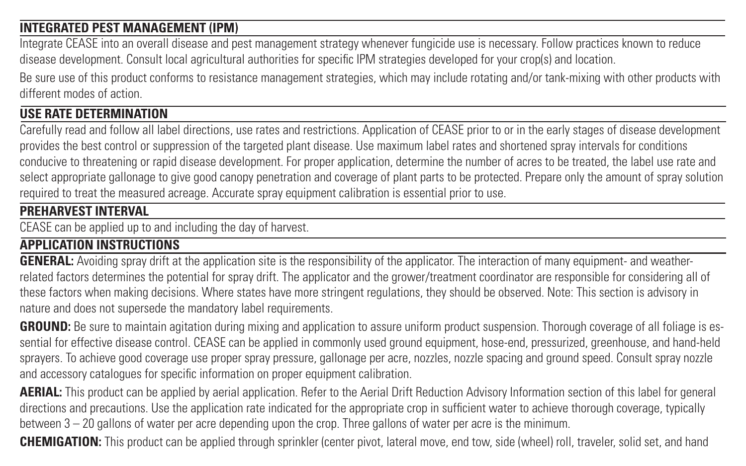## INTEGRATED PEST MANAGEMENT (IPM)

Integrate CEASE into an overall disease and pest management strategy whenever fungicide use is necessary. Follow practices known to reduce disease development. Consult local agricultural authorities for specific IPM strategies developed for your crop(s) and location.

Be sure use of this product conforms to resistance management strategies, which may include rotating and/or tank-mixing with other products with different modes of action.

## USE RATE DETERMINATION

Carefully read and follow all label directions, use rates and restrictions. Application of CEASE prior to or in the early stages of disease development provides the best control or suppression of the targeted plant disease. Use maximum label rates and shortened spray intervals for conditions conducive to threatening or rapid disease development. For proper application, determine the number of acres to be treated, the label use rate and select appropriate gallonage to give good canopy penetration and coverage of plant parts to be protected. Prepare only the amount of spray solution required to treat the measured acreage. Accurate spray equipment calibration is essential prior to use.

## PREHARVEST INTERVAL

CEASE can be applied up to and including the day of harvest.

## APPLICATION INSTRUCTIONS

**GENERAL:** Avoiding spray drift at the application site is the responsibility of the applicator. The interaction of many equipment- and weather-related factors determines the potential for spray drift. The applicator and the grower/treatment coordinator are responsible for considering all of these factors when making decisions. Where states have more stringent regulations, they should be observed. Note: This section is advisory in nature and does not supersede the mandatory label requirements.

**GROUND:** Be sure to maintain agitation during mixing and application to assure uniform product suspension. Thorough coverage of all foliage is essential for effective disease control. CEASE can be applied in commonly used ground equipment, hose-end, pressurized, greenhouse, and hand-held sprayers. To achieve good coverage use proper spray pressure, gallonage per acre, nozzles, nozzle spacing and ground speed. Consult spray nozzle and accessory catalogues for specific information on proper equipment calibration.

**AERIAL:** This product can be applied by aerial application. Refer to the Aerial Drift Reduction Advisory Information section of this label for general directions and precautions. Use the application rate indicated for the appropriate crop in sufficient water to achieve thorough coverage, typically between 3 – 20 gallons of water per acre depending upon the crop. Three gallons of water per acre is the minimum.

**CHEMIGATION:** This product can be applied through sprinkler (center pivot, lateral move, end tow, side (wheel) roll, traveler, solid set, and hand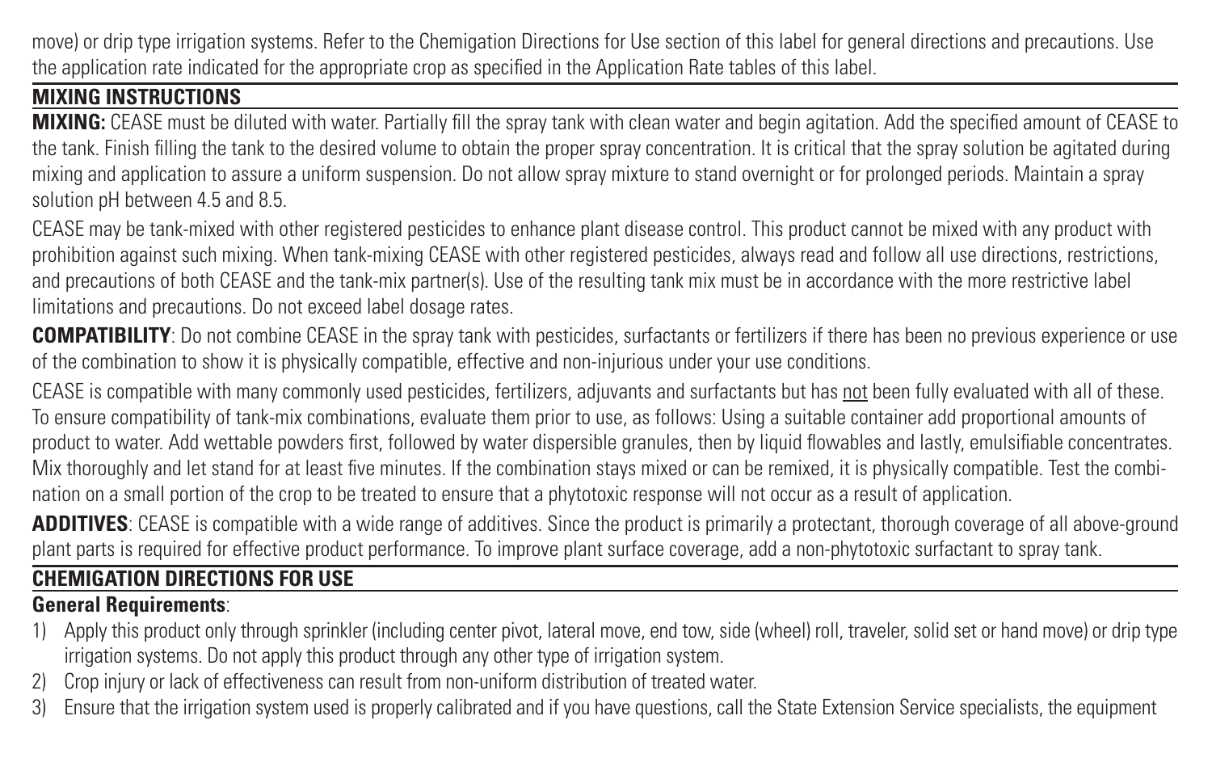move) or drip type irrigation systems. Refer to the Chemigation Directions for Use section of this label for general directions and precautions. Use the application rate indicated for the appropriate crop as specified in the Application Rate tables of this label.

## MIXING INSTRUCTIONS

**MIXING:** CEASE must be diluted with water. Partially fill the spray tank with clean water and begin agitation. Add the specified amount of CEASE to the tank. Finish filling the tank to the desired volume to obtain the proper spray concentration. It is critical that the spray solution be agitated during mixing and application to assure a uniform suspension. Do not allow spray mixture to stand overnight or for prolonged periods. Maintain a spray solution pH between 4.5 and 8.5.

CEASE may be tank-mixed with other registered pesticides to enhance plant disease control. This product cannot be mixed with any product with prohibition against such mixing. When tank-mixing CEASE with other registered pesticides, always read and follow all use directions, restrictions, and precautions of both CEASE and the tank-mix partner(s). Use of the resulting tank mix must be in accordance with the more restrictive label limitations and precautions. Do not exceed label dosage rates.

**COMPATIBILITY**: Do not combine CEASE in the spray tank with pesticides, surfactants or fertilizers if there has been no previous experience or use of the combination to show it is physically compatible, effective and non-injurious under your use conditions.

CEASE is compatible with many commonly used pesticides, fertilizers, adjuvants and surfactants but has not been fully evaluated with all of these. To ensure compatibility of tank-mix combinations, evaluate them prior to use, as follows: Using a suitable container add proportional amounts of product to water. Add wettable powders first, followed by water dispersible granules, then by liquid flowables and lastly, emulsifiable concentrates. Mix thoroughly and let stand for at least five minutes. If the combination stays mixed or can be remixed, it is physically compatible. Test the combination on a small portion of the crop to be treated to ensure that a phytotoxic response will not occur as a result of application.

**ADDITIVES**: CEASE is compatible with a wide range of additives. Since the product is primarily a protectant, thorough coverage of all above-ground plant parts is required for effective product performance. To improve plant surface coverage, add a non-phytotoxic surfactant to spray tank.

## CHEMIGATION DIRECTIONS FOR USE

### General Requirements:

1) Apply this product only through sprinkler (including center pivot, lateral move, end tow, side (wheel) roll, traveler, solid set or hand move) or drip type irrigation systems. Do not apply this product through any other type of irrigation system.
2) Crop injury or lack of effectiveness can result from non-uniform distribution of treated water.
3) Ensure that the irrigation system used is properly calibrated and if you have questions, call the State Extension Service specialists, the equipment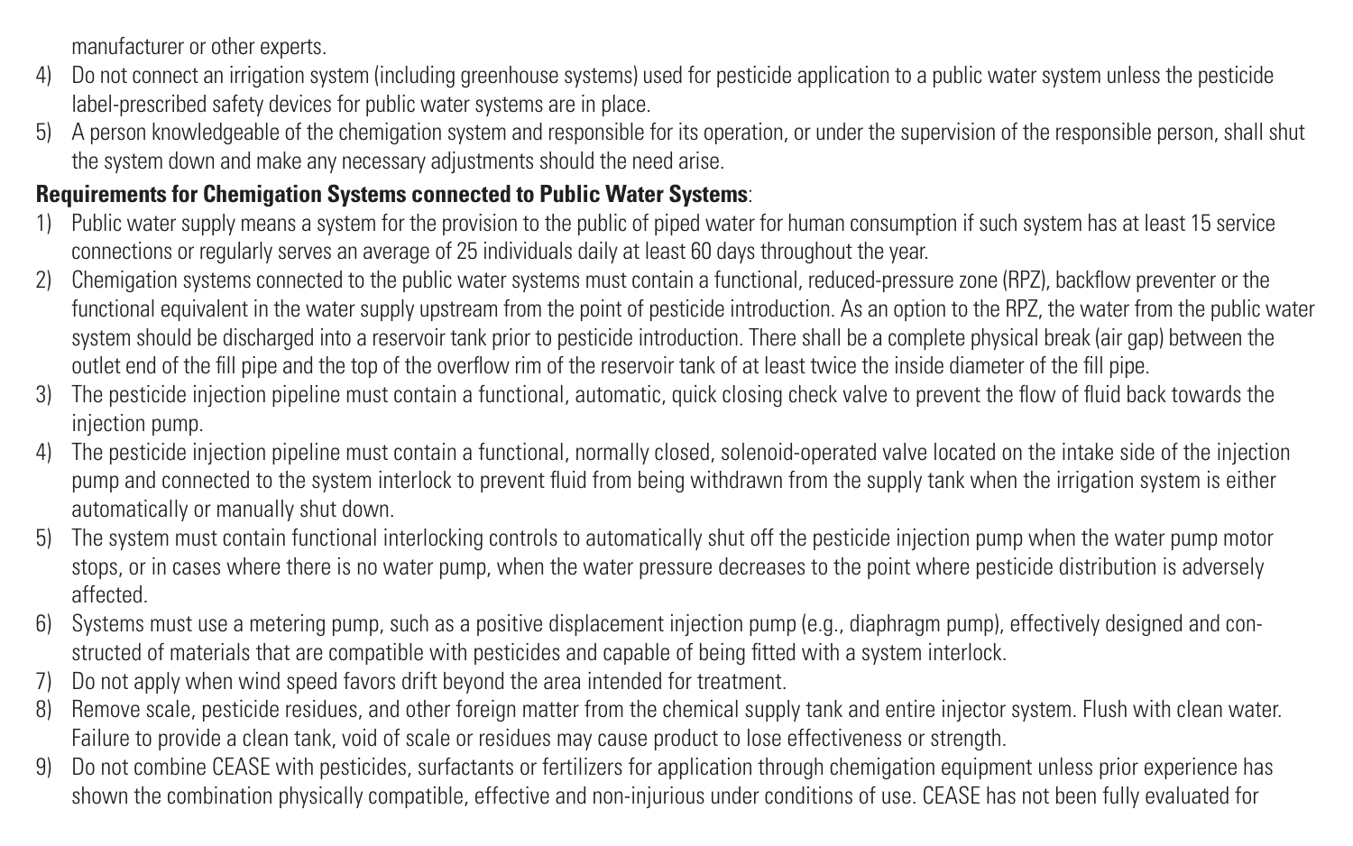manufacturer or other experts.

4) Do not connect an irrigation system (including greenhouse systems) used for pesticide application to a public water system unless the pesticide label-prescribed safety devices for public water systems are in place.
5) A person knowledgeable of the chemigation system and responsible for its operation, or under the supervision of the responsible person, shall shut the system down and make any necessary adjustments should the need arise.

**Requirements for Chemigation Systems connected to Public Water Systems**:

1) Public water supply means a system for the provision to the public of piped water for human consumption if such system has at least 15 service connections or regularly serves an average of 25 individuals daily at least 60 days throughout the year.
2) Chemigation systems connected to the public water systems must contain a functional, reduced-pressure zone (RPZ), backflow preventer or the functional equivalent in the water supply upstream from the point of pesticide introduction. As an option to the RPZ, the water from the public water system should be discharged into a reservoir tank prior to pesticide introduction. There shall be a complete physical break (air gap) between the outlet end of the fill pipe and the top of the overflow rim of the reservoir tank of at least twice the inside diameter of the fill pipe.
3) The pesticide injection pipeline must contain a functional, automatic, quick closing check valve to prevent the flow of fluid back towards the injection pump.
4) The pesticide injection pipeline must contain a functional, normally closed, solenoid-operated valve located on the intake side of the injection pump and connected to the system interlock to prevent fluid from being withdrawn from the supply tank when the irrigation system is either automatically or manually shut down.
5) The system must contain functional interlocking controls to automatically shut off the pesticide injection pump when the water pump motor stops, or in cases where there is no water pump, when the water pressure decreases to the point where pesticide distribution is adversely affected.
6) Systems must use a metering pump, such as a positive displacement injection pump (e.g., diaphragm pump), effectively designed and constructed of materials that are compatible with pesticides and capable of being fitted with a system interlock.
7) Do not apply when wind speed favors drift beyond the area intended for treatment.
8) Remove scale, pesticide residues, and other foreign matter from the chemical supply tank and entire injector system. Flush with clean water. Failure to provide a clean tank, void of scale or residues may cause product to lose effectiveness or strength.
9) Do not combine CEASE with pesticides, surfactants or fertilizers for application through chemigation equipment unless prior experience has shown the combination physically compatible, effective and non-injurious under conditions of use. CEASE has not been fully evaluated for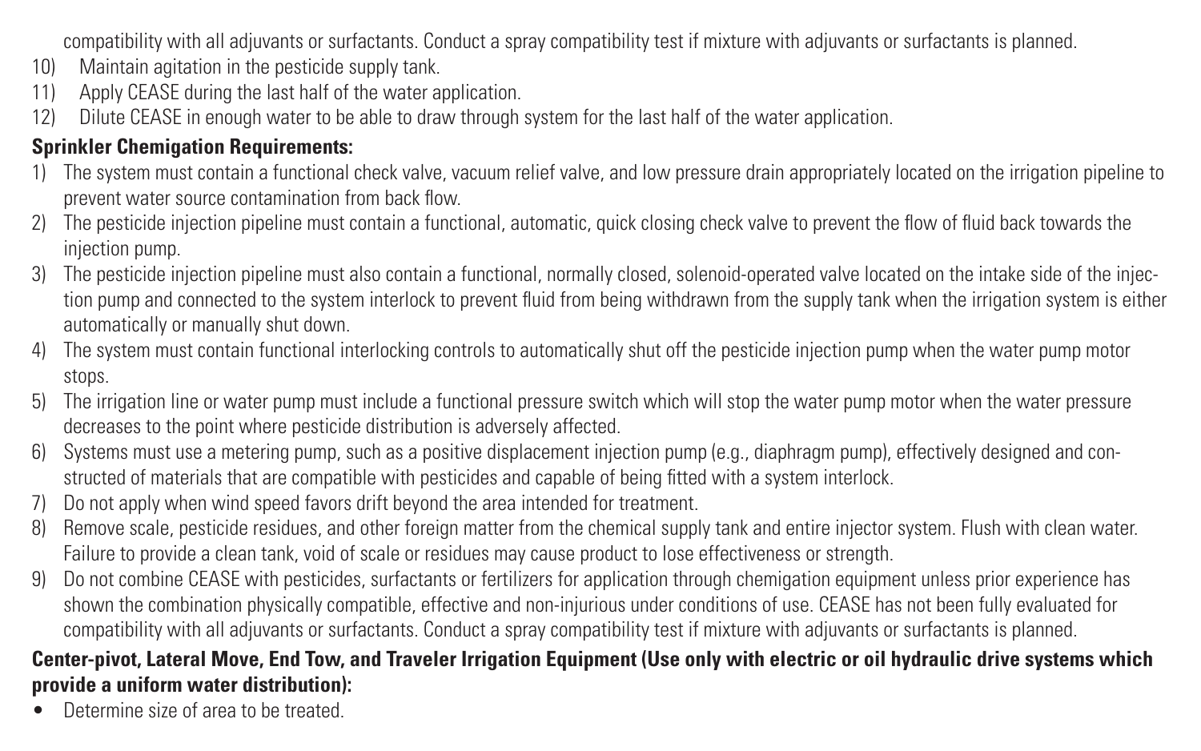compatibility with all adjuvants or surfactants. Conduct a spray compatibility test if mixture with adjuvants or surfactants is planned.

10) Maintain agitation in the pesticide supply tank.
11) Apply CEASE during the last half of the water application.
12) Dilute CEASE in enough water to be able to draw through system for the last half of the water application.

**Sprinkler Chemigation Requirements:**

1) The system must contain a functional check valve, vacuum relief valve, and low pressure drain appropriately located on the irrigation pipeline to prevent water source contamination from back flow.
2) The pesticide injection pipeline must contain a functional, automatic, quick closing check valve to prevent the flow of fluid back towards the injection pump.
3) The pesticide injection pipeline must also contain a functional, normally closed, solenoid-operated valve located on the intake side of the injection pump and connected to the system interlock to prevent fluid from being withdrawn from the supply tank when the irrigation system is either automatically or manually shut down.
4) The system must contain functional interlocking controls to automatically shut off the pesticide injection pump when the water pump motor stops.
5) The irrigation line or water pump must include a functional pressure switch which will stop the water pump motor when the water pressure decreases to the point where pesticide distribution is adversely affected.
6) Systems must use a metering pump, such as a positive displacement injection pump (e.g., diaphragm pump), effectively designed and constructed of materials that are compatible with pesticides and capable of being fitted with a system interlock.
7) Do not apply when wind speed favors drift beyond the area intended for treatment.
8) Remove scale, pesticide residues, and other foreign matter from the chemical supply tank and entire injector system. Flush with clean water. Failure to provide a clean tank, void of scale or residues may cause product to lose effectiveness or strength.
9) Do not combine CEASE with pesticides, surfactants or fertilizers for application through chemigation equipment unless prior experience has shown the combination physically compatible, effective and non-injurious under conditions of use. CEASE has not been fully evaluated for compatibility with all adjuvants or surfactants. Conduct a spray compatibility test if mixture with adjuvants or surfactants is planned.

**Center-pivot, Lateral Move, End Tow, and Traveler Irrigation Equipment (Use only with electric or oil hydraulic drive systems which provide a uniform water distribution):**

- Determine size of area to be treated.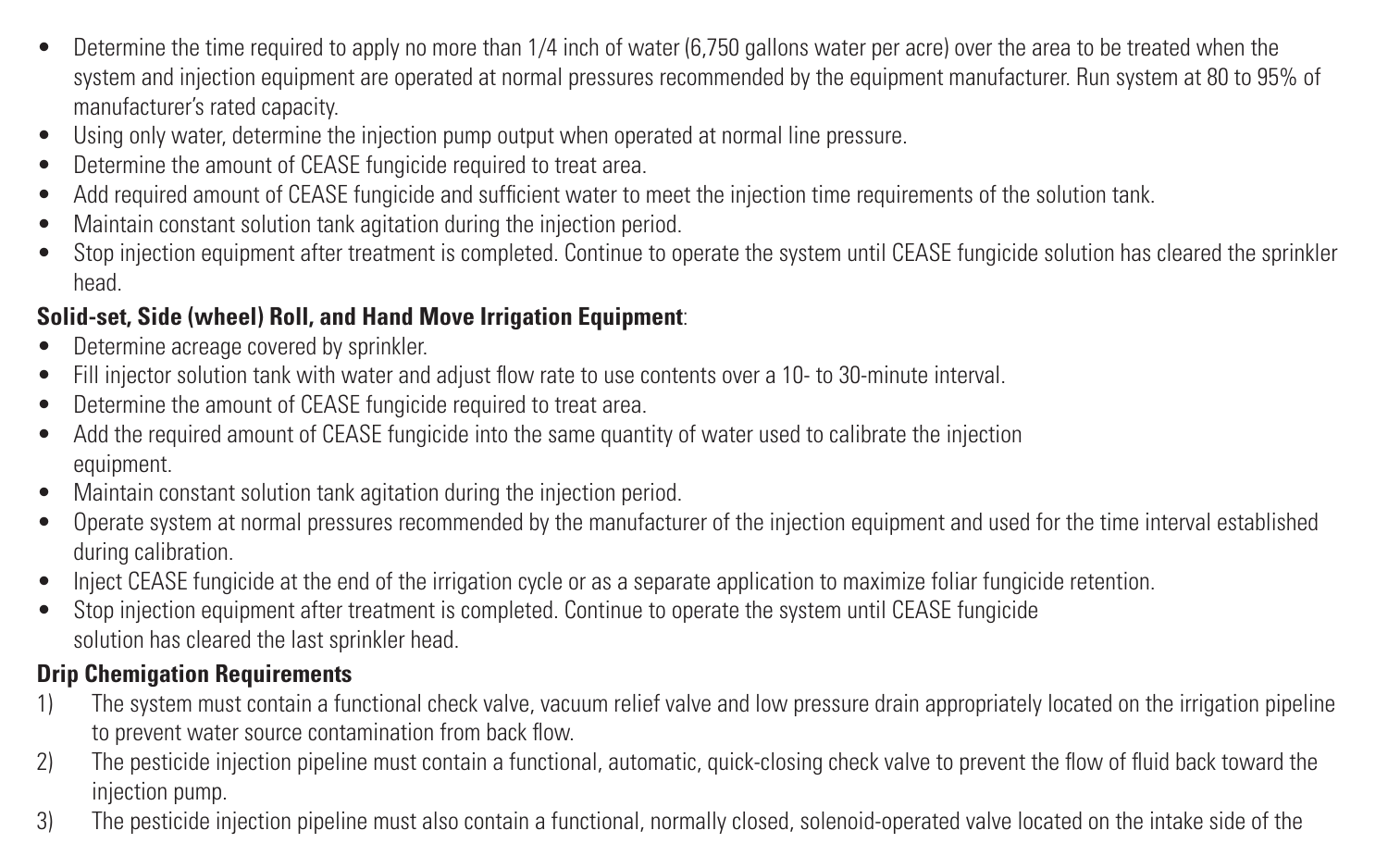- Determine the time required to apply no more than 1/4 inch of water (6,750 gallons water per acre) over the area to be treated when the system and injection equipment are operated at normal pressures recommended by the equipment manufacturer. Run system at 80 to 95% of manufacturer's rated capacity.
- Using only water, determine the injection pump output when operated at normal line pressure.
- Determine the amount of CEASE fungicide required to treat area.
- Add required amount of CEASE fungicide and sufficient water to meet the injection time requirements of the solution tank.
- Maintain constant solution tank agitation during the injection period.
- Stop injection equipment after treatment is completed. Continue to operate the system until CEASE fungicide solution has cleared the sprinkler head.

**Solid-set, Side (wheel) Roll, and Hand Move Irrigation Equipment**:

- Determine acreage covered by sprinkler.
- Fill injector solution tank with water and adjust flow rate to use contents over a 10- to 30-minute interval.
- Determine the amount of CEASE fungicide required to treat area.
- Add the required amount of CEASE fungicide into the same quantity of water used to calibrate the injection equipment.
- Maintain constant solution tank agitation during the injection period.
- Operate system at normal pressures recommended by the manufacturer of the injection equipment and used for the time interval established during calibration.
- Inject CEASE fungicide at the end of the irrigation cycle or as a separate application to maximize foliar fungicide retention.
- Stop injection equipment after treatment is completed. Continue to operate the system until CEASE fungicide solution has cleared the last sprinkler head.

**Drip Chemigation Requirements**

1) The system must contain a functional check valve, vacuum relief valve and low pressure drain appropriately located on the irrigation pipeline to prevent water source contamination from back flow.
2) The pesticide injection pipeline must contain a functional, automatic, quick-closing check valve to prevent the flow of fluid back toward the injection pump.
3) The pesticide injection pipeline must also contain a functional, normally closed, solenoid-operated valve located on the intake side of the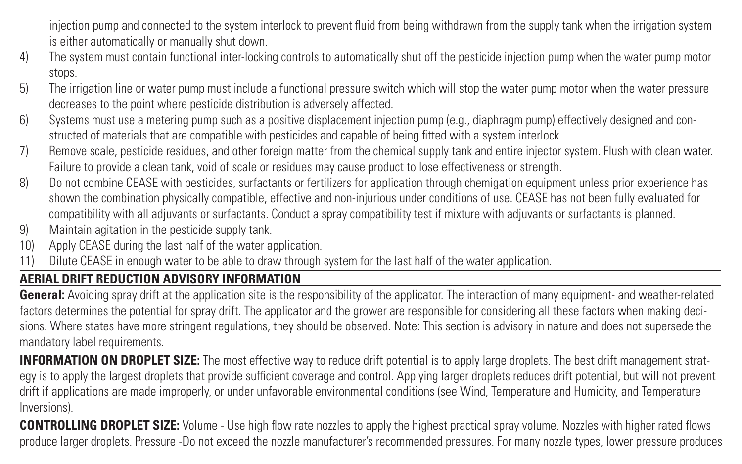injection pump and connected to the system interlock to prevent fluid from being withdrawn from the supply tank when the irrigation system is either automatically or manually shut down.

4) The system must contain functional inter-locking controls to automatically shut off the pesticide injection pump when the water pump motor stops.
5) The irrigation line or water pump must include a functional pressure switch which will stop the water pump motor when the water pressure decreases to the point where pesticide distribution is adversely affected.
6) Systems must use a metering pump such as a positive displacement injection pump (e.g., diaphragm pump) effectively designed and constructed of materials that are compatible with pesticides and capable of being fitted with a system interlock.
7) Remove scale, pesticide residues, and other foreign matter from the chemical supply tank and entire injector system. Flush with clean water. Failure to provide a clean tank, void of scale or residues may cause product to lose effectiveness or strength.
8) Do not combine CEASE with pesticides, surfactants or fertilizers for application through chemigation equipment unless prior experience has shown the combination physically compatible, effective and non-injurious under conditions of use. CEASE has not been fully evaluated for compatibility with all adjuvants or surfactants. Conduct a spray compatibility test if mixture with adjuvants or surfactants is planned.
9) Maintain agitation in the pesticide supply tank.
10) Apply CEASE during the last half of the water application.
11) Dilute CEASE in enough water to be able to draw through system for the last half of the water application.

## AERIAL DRIFT REDUCTION ADVISORY INFORMATION

**General:** Avoiding spray drift at the application site is the responsibility of the applicator. The interaction of many equipment- and weather-related factors determines the potential for spray drift. The applicator and the grower are responsible for considering all these factors when making decisions. Where states have more stringent regulations, they should be observed. Note: This section is advisory in nature and does not supersede the mandatory label requirements.

**INFORMATION ON DROPLET SIZE:** The most effective way to reduce drift potential is to apply large droplets. The best drift management strategy is to apply the largest droplets that provide sufficient coverage and control. Applying larger droplets reduces drift potential, but will not prevent drift if applications are made improperly, or under unfavorable environmental conditions (see Wind, Temperature and Humidity, and Temperature Inversions).

**CONTROLLING DROPLET SIZE:** Volume - Use high flow rate nozzles to apply the highest practical spray volume. Nozzles with higher rated flows produce larger droplets. Pressure -Do not exceed the nozzle manufacturer's recommended pressures. For many nozzle types, lower pressure produces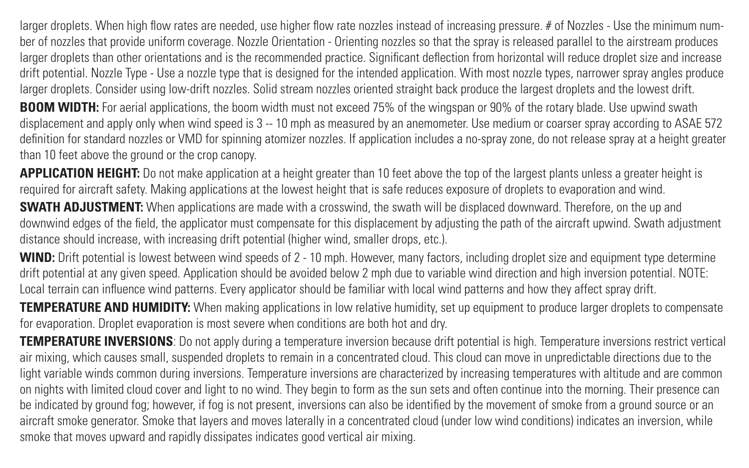larger droplets. When high flow rates are needed, use higher flow rate nozzles instead of increasing pressure. # of Nozzles - Use the minimum number of nozzles that provide uniform coverage. Nozzle Orientation - Orienting nozzles so that the spray is released parallel to the airstream produces larger droplets than other orientations and is the recommended practice. Significant deflection from horizontal will reduce droplet size and increase drift potential. Nozzle Type - Use a nozzle type that is designed for the intended application. With most nozzle types, narrower spray angles produce larger droplets. Consider using low-drift nozzles. Solid stream nozzles oriented straight back produce the largest droplets and the lowest drift.

**BOOM WIDTH:** For aerial applications, the boom width must not exceed 75% of the wingspan or 90% of the rotary blade. Use upwind swath displacement and apply only when wind speed is 3 -- 10 mph as measured by an anemometer. Use medium or coarser spray according to ASAE 572 definition for standard nozzles or VMD for spinning atomizer nozzles. If application includes a no-spray zone, do not release spray at a height greater than 10 feet above the ground or the crop canopy.

**APPLICATION HEIGHT:** Do not make application at a height greater than 10 feet above the top of the largest plants unless a greater height is required for aircraft safety. Making applications at the lowest height that is safe reduces exposure of droplets to evaporation and wind.

**SWATH ADJUSTMENT:** When applications are made with a crosswind, the swath will be displaced downward. Therefore, on the up and downwind edges of the field, the applicator must compensate for this displacement by adjusting the path of the aircraft upwind. Swath adjustment distance should increase, with increasing drift potential (higher wind, smaller drops, etc.).

**WIND:** Drift potential is lowest between wind speeds of 2 - 10 mph. However, many factors, including droplet size and equipment type determine drift potential at any given speed. Application should be avoided below 2 mph due to variable wind direction and high inversion potential. NOTE: Local terrain can influence wind patterns. Every applicator should be familiar with local wind patterns and how they affect spray drift.

**TEMPERATURE AND HUMIDITY:** When making applications in low relative humidity, set up equipment to produce larger droplets to compensate for evaporation. Droplet evaporation is most severe when conditions are both hot and dry.

**TEMPERATURE INVERSIONS**: Do not apply during a temperature inversion because drift potential is high. Temperature inversions restrict vertical air mixing, which causes small, suspended droplets to remain in a concentrated cloud. This cloud can move in unpredictable directions due to the light variable winds common during inversions. Temperature inversions are characterized by increasing temperatures with altitude and are common on nights with limited cloud cover and light to no wind. They begin to form as the sun sets and often continue into the morning. Their presence can be indicated by ground fog; however, if fog is not present, inversions can also be identified by the movement of smoke from a ground source or an aircraft smoke generator. Smoke that layers and moves laterally in a concentrated cloud (under low wind conditions) indicates an inversion, while smoke that moves upward and rapidly dissipates indicates good vertical air mixing.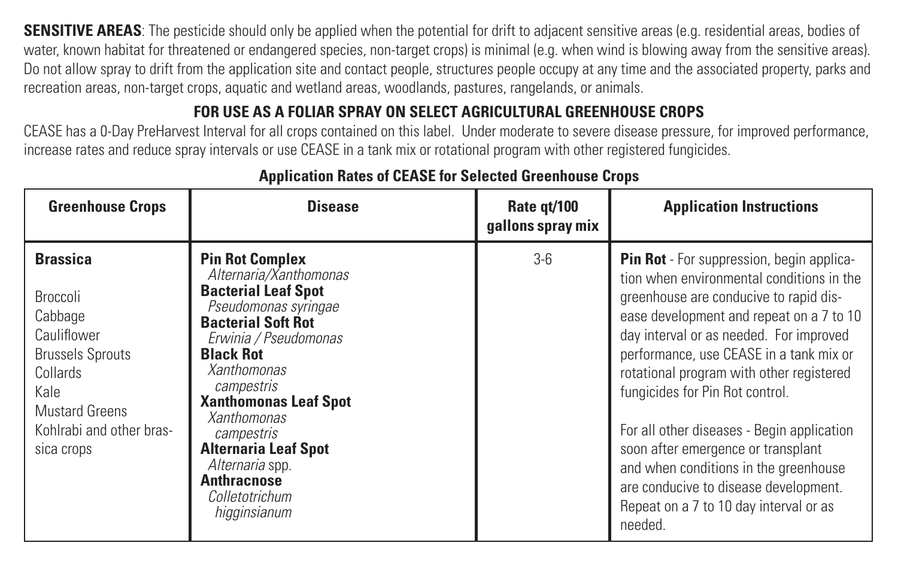**SENSITIVE AREAS**: The pesticide should only be applied when the potential for drift to adjacent sensitive areas (e.g. residential areas, bodies of water, known habitat for threatened or endangered species, non-target crops) is minimal (e.g. when wind is blowing away from the sensitive areas). Do not allow spray to drift from the application site and contact people, structures people occupy at any time and the associated property, parks and recreation areas, non-target crops, aquatic and wetland areas, woodlands, pastures, rangelands, or animals.

## FOR USE AS A FOLIAR SPRAY ON SELECT AGRICULTURAL GREENHOUSE CROPS

CEASE has a 0-Day PreHarvest Interval for all crops contained on this label. Under moderate to severe disease pressure, for improved performance, increase rates and reduce spray intervals or use CEASE in a tank mix or rotational program with other registered fungicides.

### Application Rates of CEASE for Selected Greenhouse Crops

| Greenhouse Crops | Disease | Rate qt/100 gallons spray mix | Application Instructions |
|---|---|---|---|
| **Brassica**<br><br>Broccoli<br>Cabbage<br>Cauliflower<br>Brussels Sprouts<br>Collards<br>Kale<br>Mustard Greens<br>Kohlrabi and other brassica crops | **Pin Rot Complex**<br>*Alternaria/Xanthomonas*<br>**Bacterial Leaf Spot**<br>*Pseudomonas syringae*<br>**Bacterial Soft Rot**<br>*Erwinia / Pseudomonas*<br>**Black Rot**<br>*Xanthomonas campestris*<br>**Xanthomonas Leaf Spot**<br>*Xanthomonas campestris*<br>**Alternaria Leaf Spot**<br>*Alternaria* spp.<br>**Anthracnose**<br>*Colletotrichum higginsianum* | 3-6 | **Pin Rot** - For suppression, begin application when environmental conditions in the greenhouse are conducive to rapid disease development and repeat on a 7 to 10 day interval or as needed. For improved performance, use CEASE in a tank mix or rotational program with other registered fungicides for Pin Rot control.<br><br>For all other diseases - Begin application soon after emergence or transplant and when conditions in the greenhouse are conducive to disease development. Repeat on a 7 to 10 day interval or as needed. |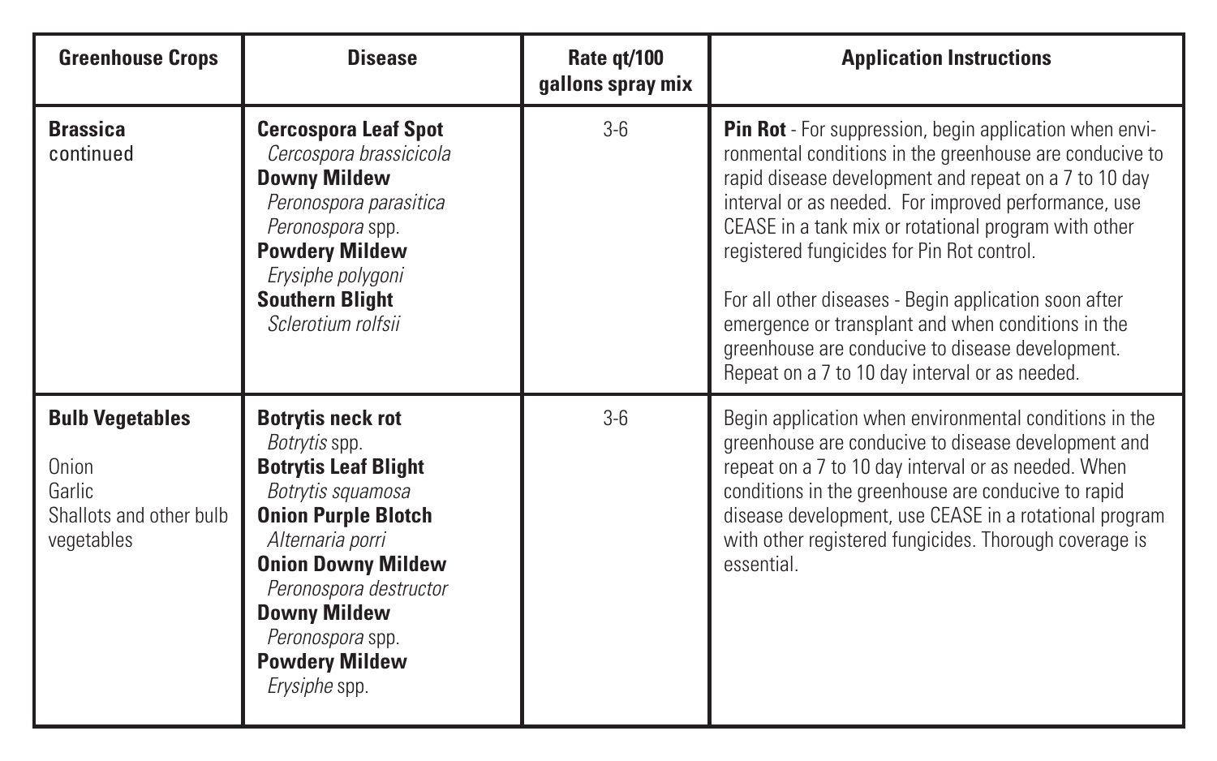| Greenhouse Crops | Disease | Rate qt/100 gallons spray mix | Application Instructions |
|---|---|---|---|
| **Brassica** continued | **Cercospora Leaf Spot** *Cercospora brassicicola* **Downy Mildew** *Peronospora parasitica* *Peronospora* spp. **Powdery Mildew** *Erysiphe polygoni* **Southern Blight** *Sclerotium rolfsii* | 3-6 | **Pin Rot** - For suppression, begin application when environmental conditions in the greenhouse are conducive to rapid disease development and repeat on a 7 to 10 day interval or as needed. For improved performance, use CEASE in a tank mix or rotational program with other registered fungicides for Pin Rot control. For all other diseases - Begin application soon after emergence or transplant and when conditions in the greenhouse are conducive to disease development. Repeat on a 7 to 10 day interval or as needed. |
| **Bulb Vegetables** Onion Garlic Shallots and other bulb vegetables | **Botrytis neck rot** *Botrytis* spp. **Botrytis Leaf Blight** *Botrytis squamosa* **Onion Purple Blotch** *Alternaria porri* **Onion Downy Mildew** *Peronospora destructor* **Downy Mildew** *Peronospora* spp. **Powdery Mildew** *Erysiphe* spp. | 3-6 | Begin application when environmental conditions in the greenhouse are conducive to disease development and repeat on a 7 to 10 day interval or as needed. When conditions in the greenhouse are conducive to rapid disease development, use CEASE in a rotational program with other registered fungicides. Thorough coverage is essential. |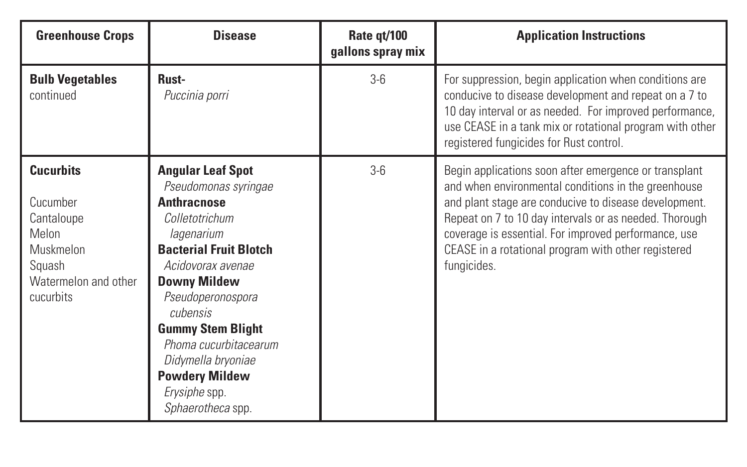| Greenhouse Crops | Disease | Rate qt/100 gallons spray mix | Application Instructions |
|---|---|---|---|
| **Bulb Vegetables** continued | **Rust-** *Puccinia porri* | 3-6 | For suppression, begin application when conditions are conducive to disease development and repeat on a 7 to 10 day interval or as needed. For improved performance, use CEASE in a tank mix or rotational program with other registered fungicides for Rust control. |
| **Cucurbits**<br><br>Cucumber<br>Cantaloupe<br>Melon<br>Muskmelon<br>Squash<br>Watermelon and other cucurbits | **Angular Leaf Spot**<br>*Pseudomonas syringae*<br>**Anthracnose**<br>*Colletotrichum lagenarium*<br>**Bacterial Fruit Blotch**<br>*Acidovorax avenae*<br>**Downy Mildew**<br>*Pseudoperonospora cubensis*<br>**Gummy Stem Blight**<br>*Phoma cucurbitacearum*<br>*Didymella bryoniae*<br>**Powdery Mildew**<br>*Erysiphe* spp.<br>*Sphaerotheca* spp. | 3-6 | Begin applications soon after emergence or transplant and when environmental conditions in the greenhouse and plant stage are conducive to disease development. Repeat on 7 to 10 day intervals or as needed. Thorough coverage is essential. For improved performance, use CEASE in a rotational program with other registered fungicides. |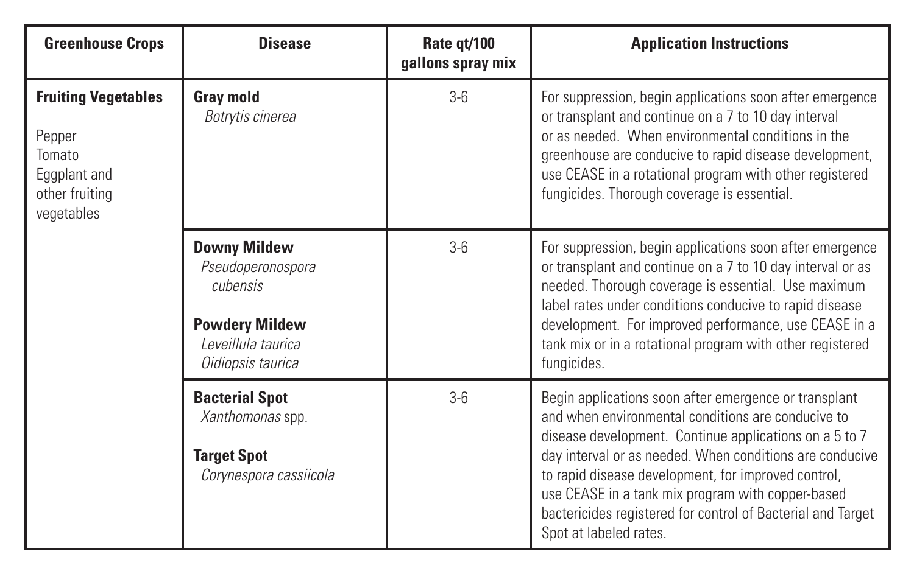| Greenhouse Crops | Disease | Rate qt/100 gallons spray mix | Application Instructions |
| --- | --- | --- | --- |
| **Fruiting Vegetables**<br><br>Pepper<br>Tomato<br>Eggplant and other fruiting vegetables | **Gray mold**<br>*Botrytis cinerea* | 3-6 | For suppression, begin applications soon after emergence or transplant and continue on a 7 to 10 day interval or as needed. When environmental conditions in the greenhouse are conducive to rapid disease development, use CEASE in a rotational program with other registered fungicides. Thorough coverage is essential. |
| | **Downy Mildew**<br>*Pseudoperonospora cubensis*<br><br>**Powdery Mildew**<br>*Leveillula taurica*<br>*Oidiopsis taurica* | 3-6 | For suppression, begin applications soon after emergence or transplant and continue on a 7 to 10 day interval or as needed. Thorough coverage is essential. Use maximum label rates under conditions conducive to rapid disease development. For improved performance, use CEASE in a tank mix or in a rotational program with other registered fungicides. |
| | **Bacterial Spot**<br>*Xanthomonas* spp.<br><br>**Target Spot**<br>*Corynespora cassiicola* | 3-6 | Begin applications soon after emergence or transplant and when environmental conditions are conducive to disease development. Continue applications on a 5 to 7 day interval or as needed. When conditions are conducive to rapid disease development, for improved control, use CEASE in a tank mix program with copper-based bactericides registered for control of Bacterial and Target Spot at labeled rates. |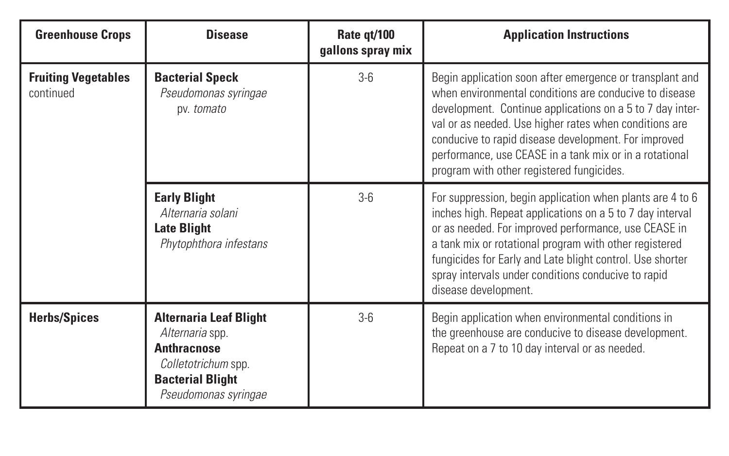| Greenhouse Crops | Disease | Rate qt/100 gallons spray mix | Application Instructions |
|---|---|---|---|
| **Fruiting Vegetables** continued | **Bacterial Speck** *Pseudomonas syringae* pv. *tomato* | 3-6 | Begin application soon after emergence or transplant and when environmental conditions are conducive to disease development. Continue applications on a 5 to 7 day interval or as needed. Use higher rates when conditions are conducive to rapid disease development. For improved performance, use CEASE in a tank mix or in a rotational program with other registered fungicides. |
| | **Early Blight** *Alternaria solani* **Late Blight** *Phytophthora infestans* | 3-6 | For suppression, begin application when plants are 4 to 6 inches high. Repeat applications on a 5 to 7 day interval or as needed. For improved performance, use CEASE in a tank mix or rotational program with other registered fungicides for Early and Late blight control. Use shorter spray intervals under conditions conducive to rapid disease development. |
| **Herbs/Spices** | **Alternaria Leaf Blight** *Alternaria* spp. **Anthracnose** *Colletotrichum* spp. **Bacterial Blight** *Pseudomonas syringae* | 3-6 | Begin application when environmental conditions in the greenhouse are conducive to disease development. Repeat on a 7 to 10 day interval or as needed. |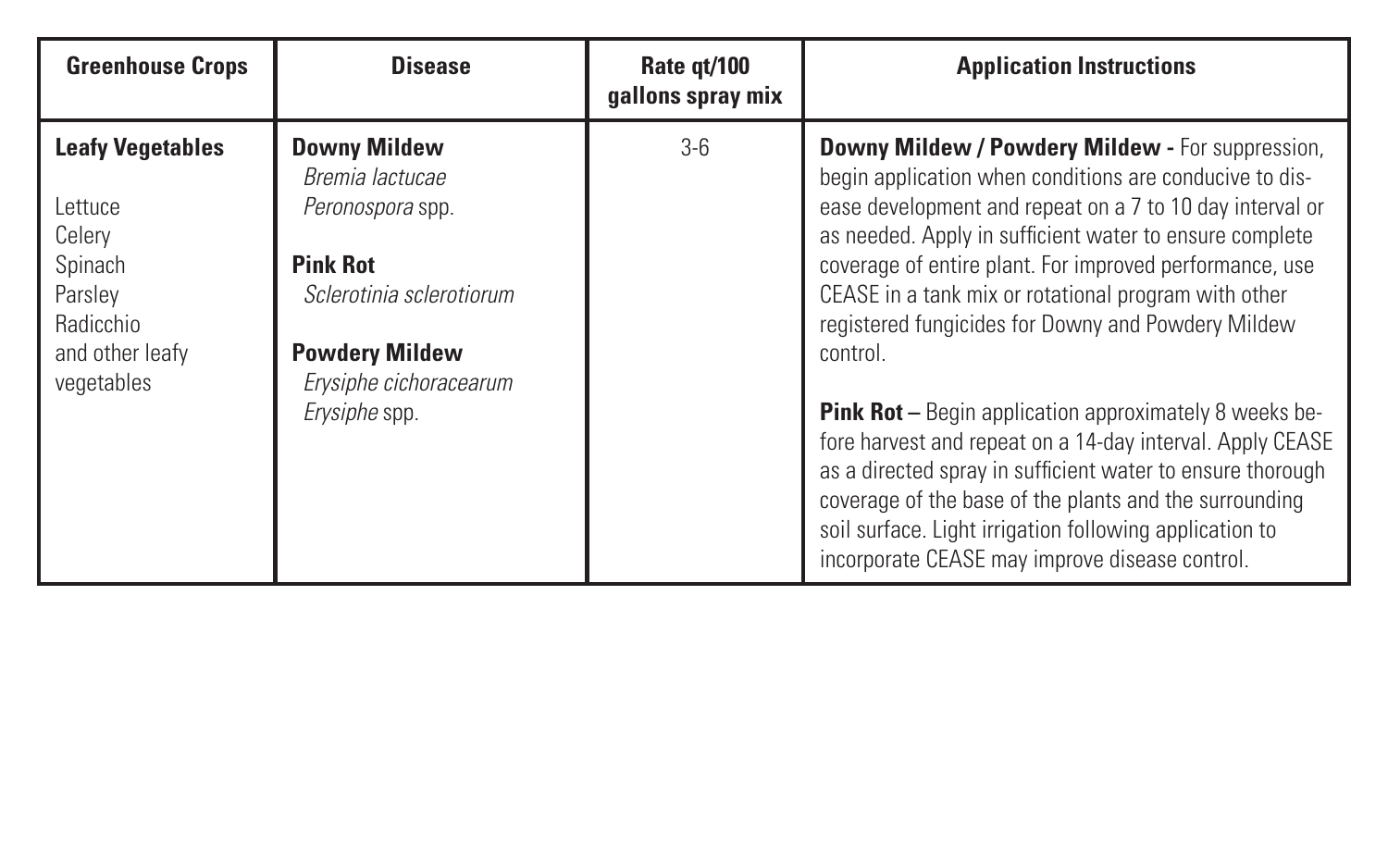| Greenhouse Crops | Disease | Rate qt/100 gallons spray mix | Application Instructions |
|---|---|---|---|
| **Leafy Vegetables**<br><br>Lettuce<br>Celery<br>Spinach<br>Parsley<br>Radicchio<br>and other leafy vegetables | **Downy Mildew**<br>*Bremia lactucae*<br>*Peronospora* spp.<br><br>**Pink Rot**<br>*Sclerotinia sclerotiorum*<br><br>**Powdery Mildew**<br>*Erysiphe cichoracearum*<br>*Erysiphe* spp. | 3-6 | **Downy Mildew / Powdery Mildew -** For suppression, begin application when conditions are conducive to disease development and repeat on a 7 to 10 day interval or as needed. Apply in sufficient water to ensure complete coverage of entire plant. For improved performance, use CEASE in a tank mix or rotational program with other registered fungicides for Downy and Powdery Mildew control.<br><br>**Pink Rot –** Begin application approximately 8 weeks before harvest and repeat on a 14-day interval. Apply CEASE as a directed spray in sufficient water to ensure thorough coverage of the base of the plants and the surrounding soil surface. Light irrigation following application to incorporate CEASE may improve disease control. |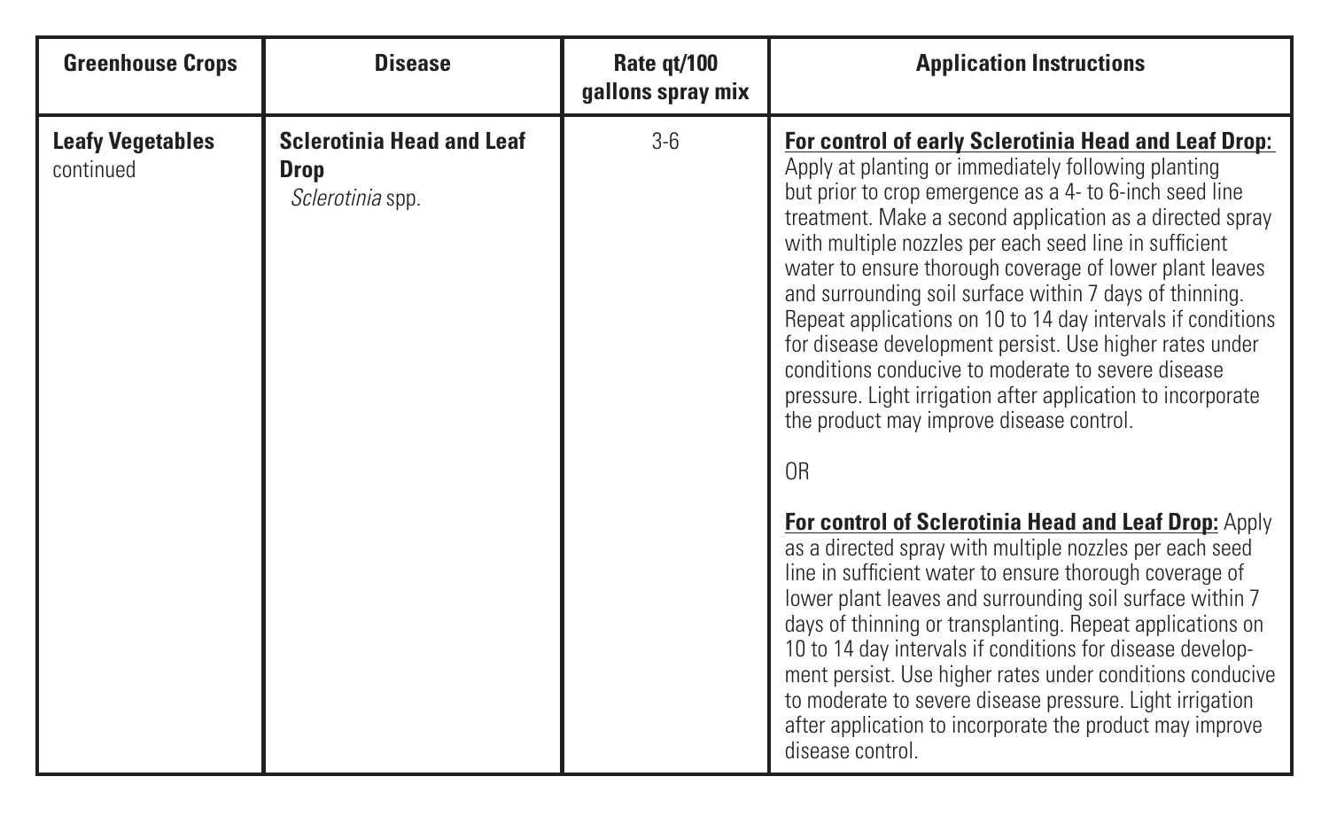| Greenhouse Crops | Disease | Rate qt/100 gallons spray mix | Application Instructions |
| --- | --- | --- | --- |
| **Leafy Vegetables** continued | **Sclerotinia Head and Leaf Drop** *Sclerotinia* spp. | 3-6 | **For control of early Sclerotinia Head and Leaf Drop:** Apply at planting or immediately following planting but prior to crop emergence as a 4- to 6-inch seed line treatment. Make a second application as a directed spray with multiple nozzles per each seed line in sufficient water to ensure thorough coverage of lower plant leaves and surrounding soil surface within 7 days of thinning. Repeat applications on 10 to 14 day intervals if conditions for disease development persist. Use higher rates under conditions conducive to moderate to severe disease pressure. Light irrigation after application to incorporate the product may improve disease control.<br><br>OR<br><br>**For control of Sclerotinia Head and Leaf Drop:** Apply as a directed spray with multiple nozzles per each seed line in sufficient water to ensure thorough coverage of lower plant leaves and surrounding soil surface within 7 days of thinning or transplanting. Repeat applications on 10 to 14 day intervals if conditions for disease development persist. Use higher rates under conditions conducive to moderate to severe disease pressure. Light irrigation after application to incorporate the product may improve disease control. |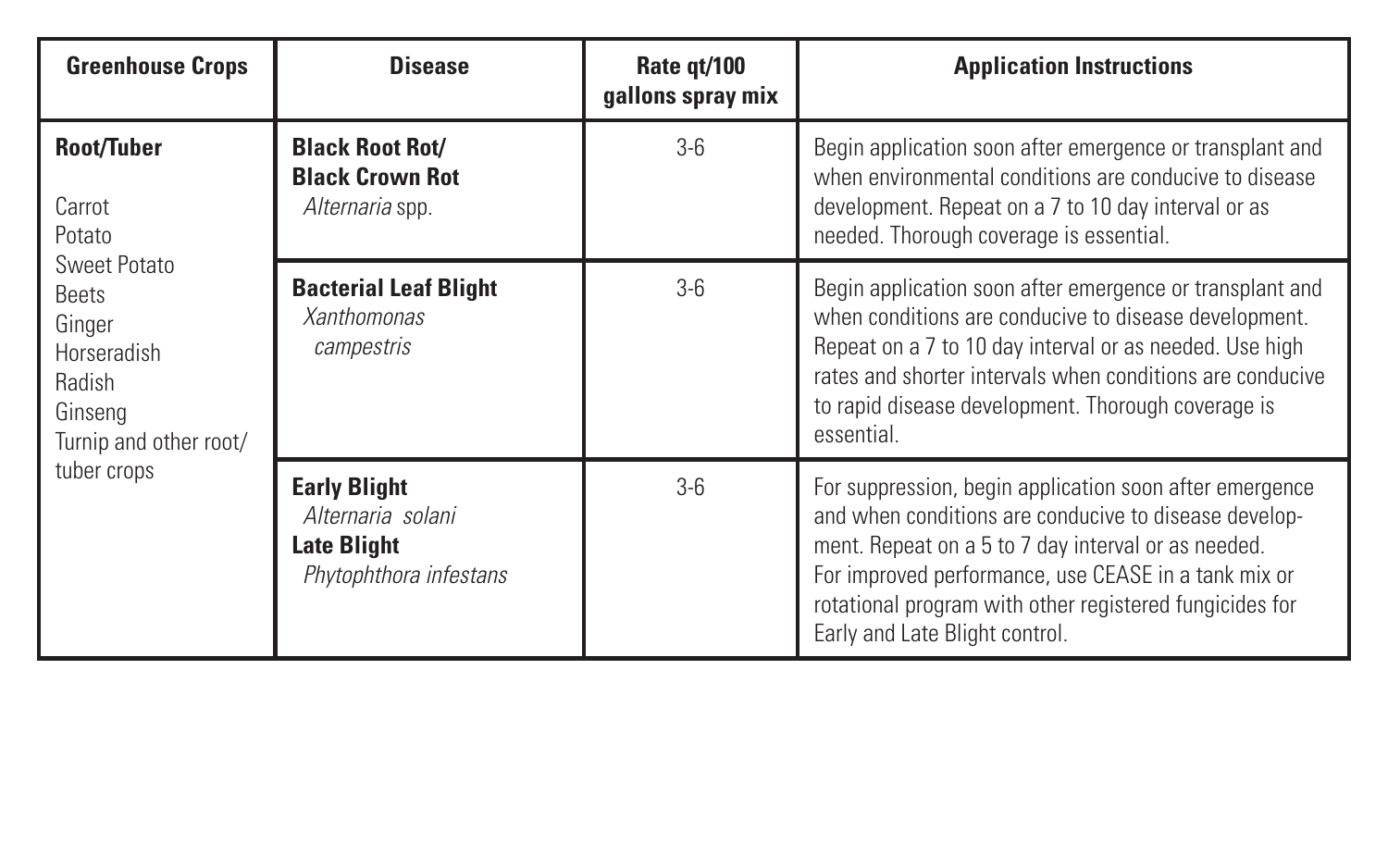| Greenhouse Crops | Disease | Rate qt/100 gallons spray mix | Application Instructions |
|---|---|---|---|
| **Root/Tuber**<br><br>Carrot<br>Potato<br>Sweet Potato<br>Beets<br>Ginger<br>Horseradish<br>Radish<br>Ginseng<br>Turnip and other root/ tuber crops | **Black Root Rot/ Black Crown Rot**<br>*Alternaria* spp. | 3-6 | Begin application soon after emergence or transplant and when environmental conditions are conducive to disease development. Repeat on a 7 to 10 day interval or as needed. Thorough coverage is essential. |
| | **Bacterial Leaf Blight**<br>*Xanthomonas campestris* | 3-6 | Begin application soon after emergence or transplant and when conditions are conducive to disease development. Repeat on a 7 to 10 day interval or as needed. Use high rates and shorter intervals when conditions are conducive to rapid disease development. Thorough coverage is essential. |
| | **Early Blight**<br>*Alternaria solani*<br>**Late Blight**<br>*Phytophthora infestans* | 3-6 | For suppression, begin application soon after emergence and when conditions are conducive to disease development. Repeat on a 5 to 7 day interval or as needed. For improved performance, use CEASE in a tank mix or rotational program with other registered fungicides for Early and Late Blight control. |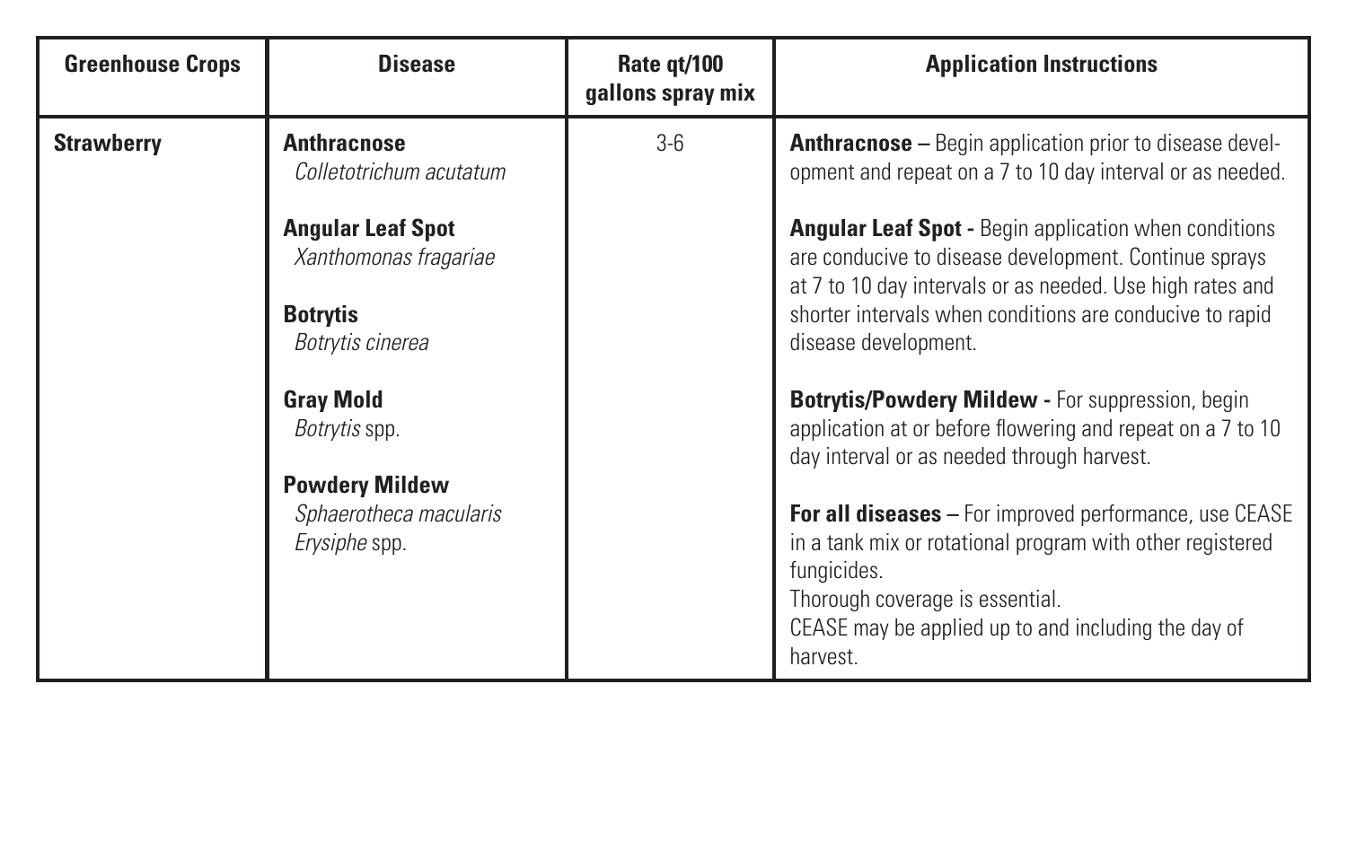| Greenhouse Crops | Disease | Rate qt/100 gallons spray mix | Application Instructions |
|---|---|---|---|
| **Strawberry** | **Anthracnose** *Colletotrichum acutatum*<br><br>**Angular Leaf Spot** *Xanthomonas fragariae*<br><br>**Botrytis** *Botrytis cinerea*<br><br>**Gray Mold** *Botrytis* spp.<br><br>**Powdery Mildew** *Sphaerotheca macularis* *Erysiphe* spp. | 3-6 | **Anthracnose –** Begin application prior to disease development and repeat on a 7 to 10 day interval or as needed.<br><br>**Angular Leaf Spot -** Begin application when conditions are conducive to disease development. Continue sprays at 7 to 10 day intervals or as needed. Use high rates and shorter intervals when conditions are conducive to rapid disease development.<br><br>**Botrytis/Powdery Mildew -** For suppression, begin application at or before flowering and repeat on a 7 to 10 day interval or as needed through harvest.<br><br>**For all diseases –** For improved performance, use CEASE in a tank mix or rotational program with other registered fungicides.<br>Thorough coverage is essential.<br>CEASE may be applied up to and including the day of harvest. |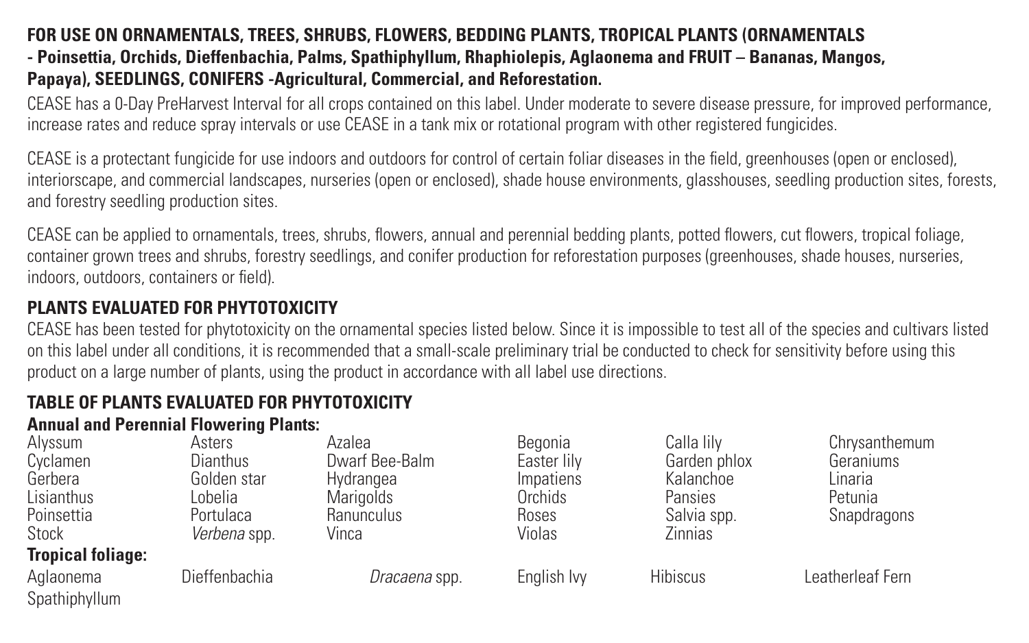**FOR USE ON ORNAMENTALS, TREES, SHRUBS, FLOWERS, BEDDING PLANTS, TROPICAL PLANTS (ORNAMENTALS - Poinsettia, Orchids, Dieffenbachia, Palms, Spathiphyllum, Rhaphiolepis, Aglaonema and FRUIT – Bananas, Mangos, Papaya), SEEDLINGS, CONIFERS -Agricultural, Commercial, and Reforestation.**

CEASE has a 0-Day PreHarvest Interval for all crops contained on this label. Under moderate to severe disease pressure, for improved performance, increase rates and reduce spray intervals or use CEASE in a tank mix or rotational program with other registered fungicides.

CEASE is a protectant fungicide for use indoors and outdoors for control of certain foliar diseases in the field, greenhouses (open or enclosed), interiorscape, and commercial landscapes, nurseries (open or enclosed), shade house environments, glasshouses, seedling production sites, forests, and forestry seedling production sites.

CEASE can be applied to ornamentals, trees, shrubs, flowers, annual and perennial bedding plants, potted flowers, cut flowers, tropical foliage, container grown trees and shrubs, forestry seedlings, and conifer production for reforestation purposes (greenhouses, shade houses, nurseries, indoors, outdoors, containers or field).

## PLANTS EVALUATED FOR PHYTOTOXICITY

CEASE has been tested for phytotoxicity on the ornamental species listed below. Since it is impossible to test all of the species and cultivars listed on this label under all conditions, it is recommended that a small-scale preliminary trial be conducted to check for sensitivity before using this product on a large number of plants, using the product in accordance with all label use directions.

## TABLE OF PLANTS EVALUATED FOR PHYTOTOXICITY

**Annual and Perennial Flowering Plants:**

| | | | | | |
|---|---|---|---|---|---|
| Alyssum | Asters | Azalea | Begonia | Calla lily | Chrysanthemum |
| Cyclamen | Dianthus | Dwarf Bee-Balm | Easter lily | Garden phlox | Geraniums |
| Gerbera | Golden star | Hydrangea | Impatiens | Kalanchoe | Linaria |
| Lisianthus | Lobelia | Marigolds | Orchids | Pansies | Petunia |
| Poinsettia | Portulaca | Ranunculus | Roses | Salvia spp. | Snapdragons |
| Stock | *Verbena* spp. | Vinca | Violas | Zinnias | |

**Tropical foliage:**

| | | | | | |
|---|---|---|---|---|---|
| Aglaonema | Dieffenbachia | *Dracaena* spp. | English Ivy | Hibiscus | Leatherleaf Fern |
| Spathiphyllum | | | | | |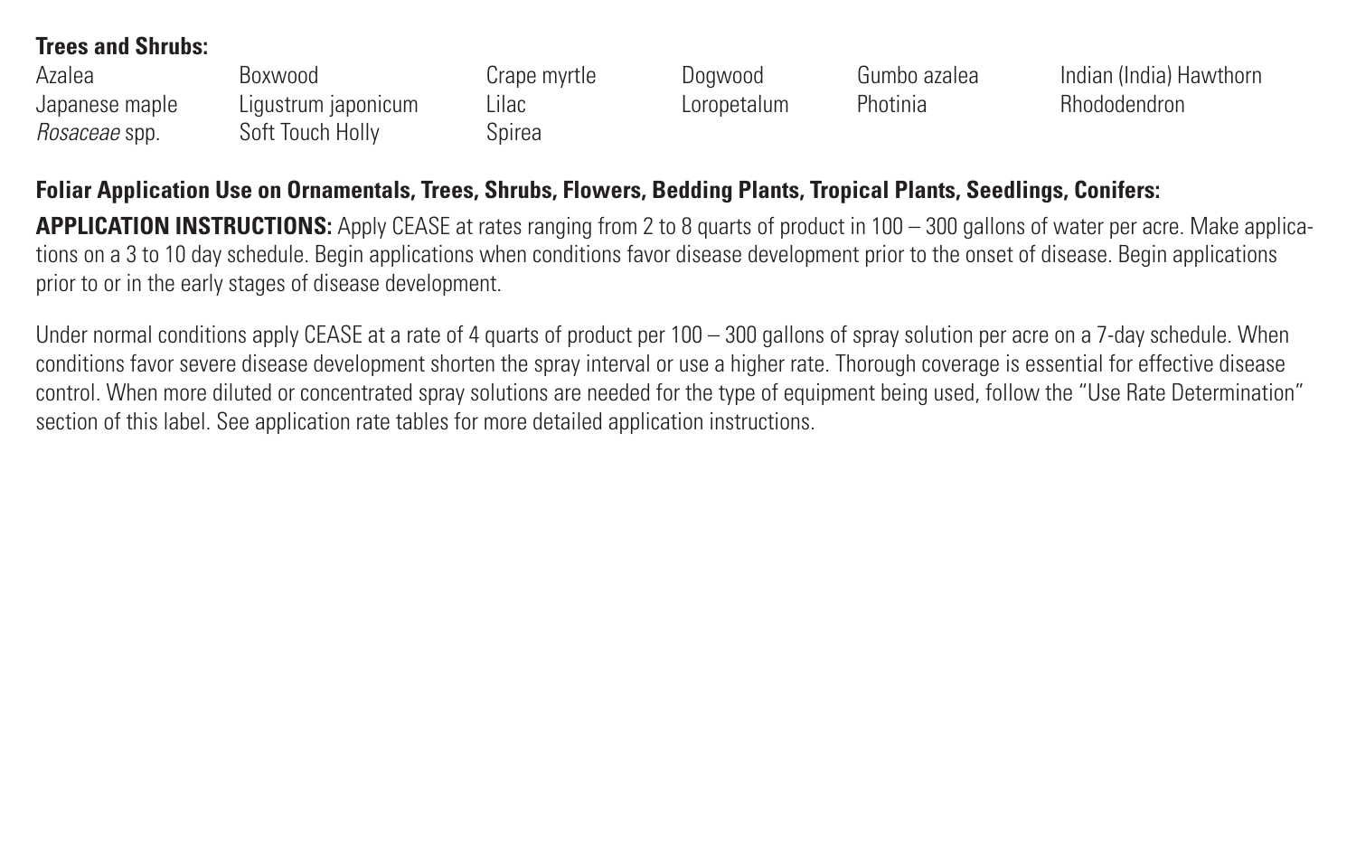**Trees and Shrubs:**

| | | | | | |
|---|---|---|---|---|---|
| Azalea | Boxwood | Crape myrtle | Dogwood | Gumbo azalea | Indian (India) Hawthorn |
| Japanese maple | Ligustrum japonicum | Lilac | Loropetalum | Photinia | Rhododendron |
| *Rosaceae* spp. | Soft Touch Holly | Spirea | | | |

**Foliar Application Use on Ornamentals, Trees, Shrubs, Flowers, Bedding Plants, Tropical Plants, Seedlings, Conifers:**

**APPLICATION INSTRUCTIONS:** Apply CEASE at rates ranging from 2 to 8 quarts of product in 100 – 300 gallons of water per acre. Make applications on a 3 to 10 day schedule. Begin applications when conditions favor disease development prior to the onset of disease. Begin applications prior to or in the early stages of disease development.

Under normal conditions apply CEASE at a rate of 4 quarts of product per 100 – 300 gallons of spray solution per acre on a 7-day schedule. When conditions favor severe disease development shorten the spray interval or use a higher rate. Thorough coverage is essential for effective disease control. When more diluted or concentrated spray solutions are needed for the type of equipment being used, follow the "Use Rate Determination" section of this label. See application rate tables for more detailed application instructions.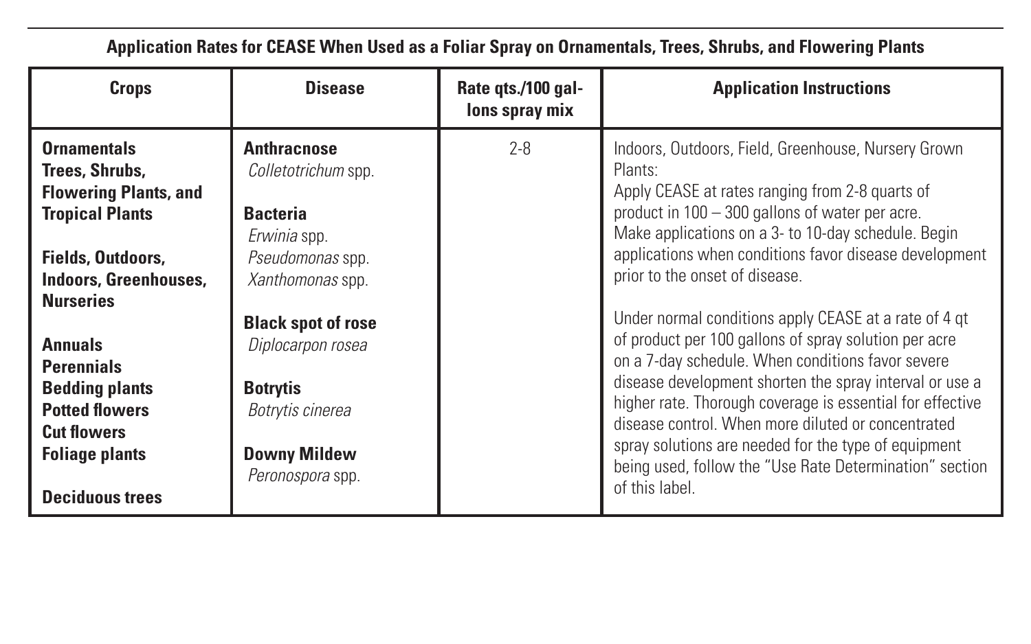**Application Rates for CEASE When Used as a Foliar Spray on Ornamentals, Trees, Shrubs, and Flowering Plants**

| Crops | Disease | Rate qts./100 gallons spray mix | Application Instructions |
|---|---|---|---|
| **Ornamentals**<br>**Trees, Shrubs, Flowering Plants, and Tropical Plants**<br><br>**Fields, Outdoors, Indoors, Greenhouses, Nurseries**<br><br>**Annuals**<br>**Perennials**<br>**Bedding plants**<br>**Potted flowers**<br>**Cut flowers**<br>**Foliage plants**<br><br>**Deciduous trees** | **Anthracnose**<br>*Colletotrichum* spp.<br><br>**Bacteria**<br>*Erwinia* spp.<br>*Pseudomonas* spp.<br>*Xanthomonas* spp.<br><br>**Black spot of rose**<br>*Diplocarpon rosea*<br><br>**Botrytis**<br>*Botrytis cinerea*<br><br>**Downy Mildew**<br>*Peronospora* spp. | 2-8 | Indoors, Outdoors, Field, Greenhouse, Nursery Grown Plants:<br>Apply CEASE at rates ranging from 2-8 quarts of product in 100 – 300 gallons of water per acre.<br>Make applications on a 3- to 10-day schedule. Begin applications when conditions favor disease development prior to the onset of disease.<br><br>Under normal conditions apply CEASE at a rate of 4 qt of product per 100 gallons of spray solution per acre on a 7-day schedule. When conditions favor severe disease development shorten the spray interval or use a higher rate. Thorough coverage is essential for effective disease control. When more diluted or concentrated spray solutions are needed for the type of equipment being used, follow the "Use Rate Determination" section of this label. |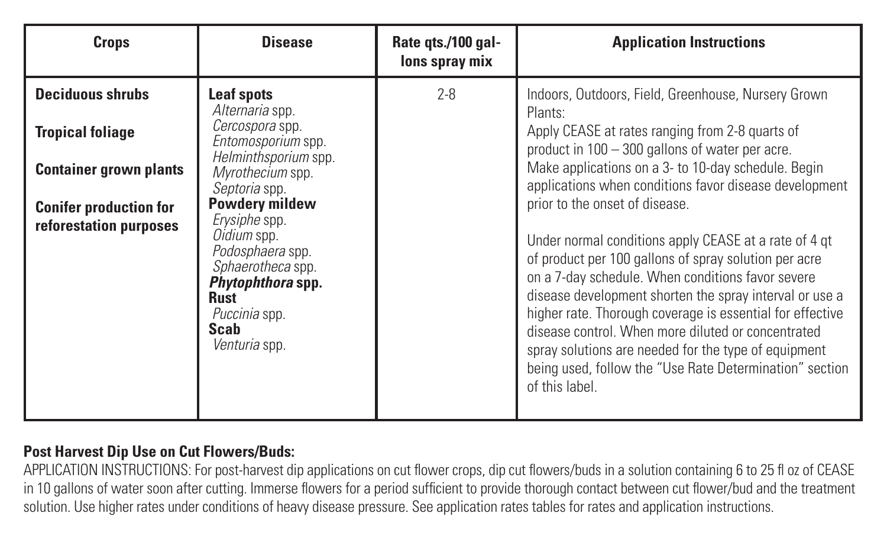| Crops | Disease | Rate qts./100 gallons spray mix | Application Instructions |
|---|---|---|---|
| **Deciduous shrubs**<br><br>**Tropical foliage**<br><br>**Container grown plants**<br><br>**Conifer production for reforestation purposes** | **Leaf spots**<br>*Alternaria* spp.<br>*Cercospora* spp.<br>*Entomosporium* spp.<br>*Helminthsporium* spp.<br>*Myrothecium* spp.<br>*Septoria* spp.<br>**Powdery mildew**<br>*Erysiphe* spp.<br>*Oidium* spp.<br>*Podosphaera* spp.<br>*Sphaerotheca* spp.<br>***Phytophthora* spp.**<br>**Rust**<br>*Puccinia* spp.<br>**Scab**<br>*Venturia* spp. | 2-8 | Indoors, Outdoors, Field, Greenhouse, Nursery Grown Plants:<br>Apply CEASE at rates ranging from 2-8 quarts of product in 100 – 300 gallons of water per acre. Make applications on a 3- to 10-day schedule. Begin applications when conditions favor disease development prior to the onset of disease.<br><br>Under normal conditions apply CEASE at a rate of 4 qt of product per 100 gallons of spray solution per acre on a 7-day schedule. When conditions favor severe disease development shorten the spray interval or use a higher rate. Thorough coverage is essential for effective disease control. When more diluted or concentrated spray solutions are needed for the type of equipment being used, follow the "Use Rate Determination" section of this label. |

**Post Harvest Dip Use on Cut Flowers/Buds:**

APPLICATION INSTRUCTIONS: For post-harvest dip applications on cut flower crops, dip cut flowers/buds in a solution containing 6 to 25 fl oz of CEASE in 10 gallons of water soon after cutting. Immerse flowers for a period sufficient to provide thorough contact between cut flower/bud and the treatment solution. Use higher rates under conditions of heavy disease pressure. See application rates tables for rates and application instructions.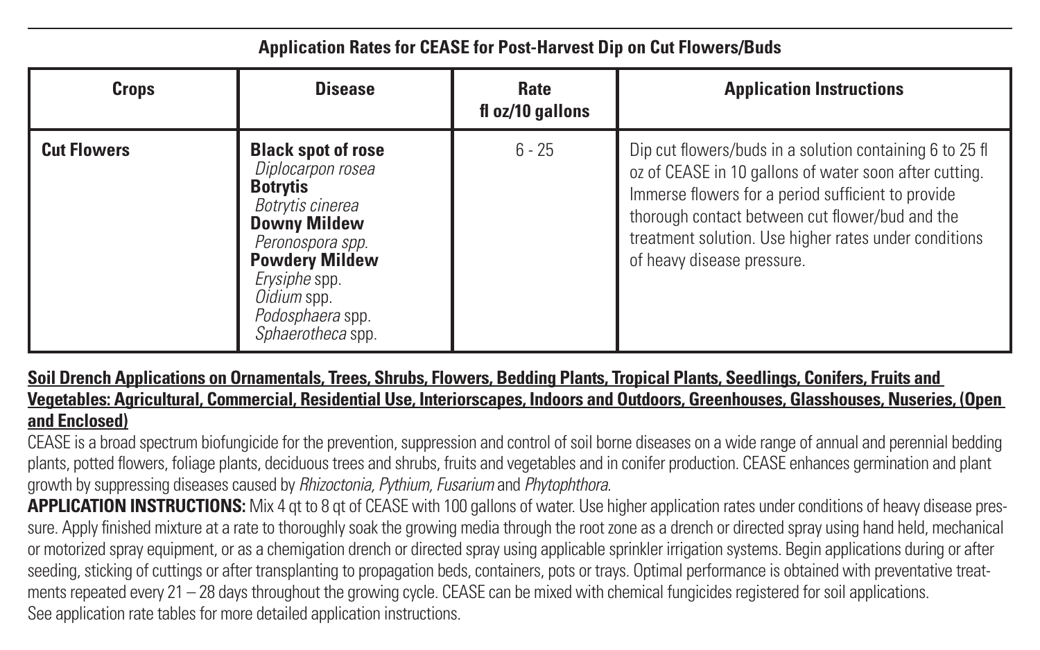**Application Rates for CEASE for Post-Harvest Dip on Cut Flowers/Buds**

| Crops | Disease | Rate fl oz/10 gallons | Application Instructions |
|---|---|---|---|
| **Cut Flowers** | **Black spot of rose** *Diplocarpon rosea* **Botrytis** *Botrytis cinerea* **Downy Mildew** *Peronospora spp.* **Powdery Mildew** *Erysiphe* spp. *Oidium* spp. *Podosphaera* spp. *Sphaerotheca* spp. | 6 - 25 | Dip cut flowers/buds in a solution containing 6 to 25 fl oz of CEASE in 10 gallons of water soon after cutting. Immerse flowers for a period sufficient to provide thorough contact between cut flower/bud and the treatment solution. Use higher rates under conditions of heavy disease pressure. |

**Soil Drench Applications on Ornamentals, Trees, Shrubs, Flowers, Bedding Plants, Tropical Plants, Seedlings, Conifers, Fruits and Vegetables: Agricultural, Commercial, Residential Use, Interiorscapes, Indoors and Outdoors, Greenhouses, Glasshouses, Nuseries, (Open and Enclosed)**

CEASE is a broad spectrum biofungicide for the prevention, suppression and control of soil borne diseases on a wide range of annual and perennial bedding plants, potted flowers, foliage plants, deciduous trees and shrubs, fruits and vegetables and in conifer production. CEASE enhances germination and plant growth by suppressing diseases caused by *Rhizoctonia, Pythium, Fusarium* and *Phytophthora*.

**APPLICATION INSTRUCTIONS:** Mix 4 qt to 8 qt of CEASE with 100 gallons of water. Use higher application rates under conditions of heavy disease pressure. Apply finished mixture at a rate to thoroughly soak the growing media through the root zone as a drench or directed spray using hand held, mechanical or motorized spray equipment, or as a chemigation drench or directed spray using applicable sprinkler irrigation systems. Begin applications during or after seeding, sticking of cuttings or after transplanting to propagation beds, containers, pots or trays. Optimal performance is obtained with preventative treatments repeated every 21 – 28 days throughout the growing cycle. CEASE can be mixed with chemical fungicides registered for soil applications. See application rate tables for more detailed application instructions.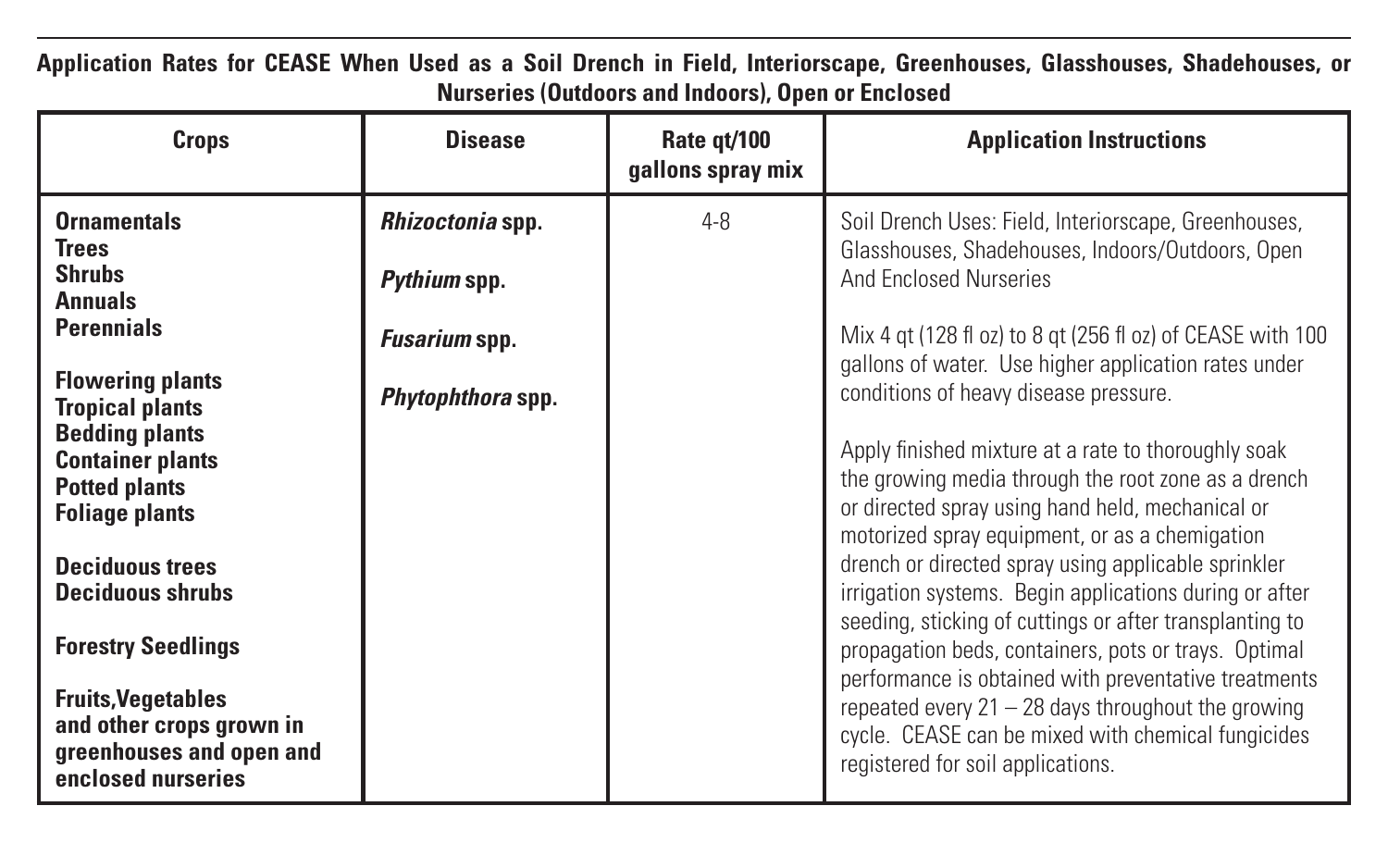**Application Rates for CEASE When Used as a Soil Drench in Field, Interiorscape, Greenhouses, Glasshouses, Shadehouses, or Nurseries (Outdoors and Indoors), Open or Enclosed**

| Crops | Disease | Rate qt/100 gallons spray mix | Application Instructions |
|---|---|---|---|
| **Ornamentals**<br>**Trees**<br>**Shrubs**<br>**Annuals**<br>**Perennials**<br><br>**Flowering plants**<br>**Tropical plants**<br>**Bedding plants**<br>**Container plants**<br>**Potted plants**<br>**Foliage plants**<br><br>**Deciduous trees**<br>**Deciduous shrubs**<br><br>**Forestry Seedlings**<br><br>**Fruits,Vegetables and other crops grown in greenhouses and open and enclosed nurseries** | ***Rhizoctonia* spp.**<br><br>***Pythium* spp.**<br><br>***Fusarium* spp.**<br><br>***Phytophthora* spp.** | 4-8 | Soil Drench Uses: Field, Interiorscape, Greenhouses, Glasshouses, Shadehouses, Indoors/Outdoors, Open And Enclosed Nurseries<br><br>Mix 4 qt (128 fl oz) to 8 qt (256 fl oz) of CEASE with 100 gallons of water. Use higher application rates under conditions of heavy disease pressure.<br><br>Apply finished mixture at a rate to thoroughly soak the growing media through the root zone as a drench or directed spray using hand held, mechanical or motorized spray equipment, or as a chemigation drench or directed spray using applicable sprinkler irrigation systems. Begin applications during or after seeding, sticking of cuttings or after transplanting to propagation beds, containers, pots or trays. Optimal performance is obtained with preventative treatments repeated every 21 – 28 days throughout the growing cycle. CEASE can be mixed with chemical fungicides registered for soil applications. |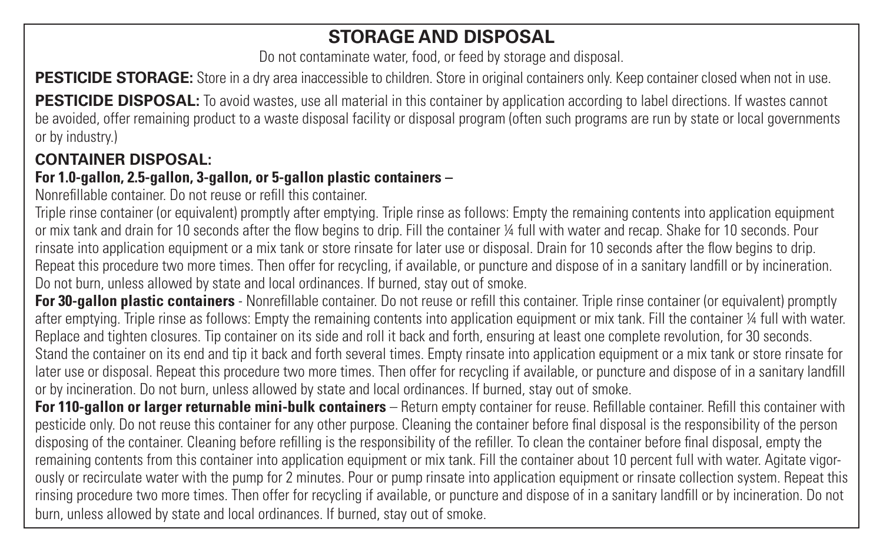## STORAGE AND DISPOSAL

Do not contaminate water, food, or feed by storage and disposal.

**PESTICIDE STORAGE:** Store in a dry area inaccessible to children. Store in original containers only. Keep container closed when not in use.

**PESTICIDE DISPOSAL:** To avoid wastes, use all material in this container by application according to label directions. If wastes cannot be avoided, offer remaining product to a waste disposal facility or disposal program (often such programs are run by state or local governments or by industry.)

**CONTAINER DISPOSAL:**

**For 1.0-gallon, 2.5-gallon, 3-gallon, or 5-gallon plastic containers –**

Nonrefillable container. Do not reuse or refill this container.

Triple rinse container (or equivalent) promptly after emptying. Triple rinse as follows: Empty the remaining contents into application equipment or mix tank and drain for 10 seconds after the flow begins to drip. Fill the container ¼ full with water and recap. Shake for 10 seconds. Pour rinsate into application equipment or a mix tank or store rinsate for later use or disposal. Drain for 10 seconds after the flow begins to drip. Repeat this procedure two more times. Then offer for recycling, if available, or puncture and dispose of in a sanitary landfill or by incineration. Do not burn, unless allowed by state and local ordinances. If burned, stay out of smoke.

**For 30-gallon plastic containers** - Nonrefillable container. Do not reuse or refill this container. Triple rinse container (or equivalent) promptly after emptying. Triple rinse as follows: Empty the remaining contents into application equipment or mix tank. Fill the container ¼ full with water. Replace and tighten closures. Tip container on its side and roll it back and forth, ensuring at least one complete revolution, for 30 seconds. Stand the container on its end and tip it back and forth several times. Empty rinsate into application equipment or a mix tank or store rinsate for later use or disposal. Repeat this procedure two more times. Then offer for recycling if available, or puncture and dispose of in a sanitary landfill or by incineration. Do not burn, unless allowed by state and local ordinances. If burned, stay out of smoke.

**For 110-gallon or larger returnable mini-bulk containers** – Return empty container for reuse. Refillable container. Refill this container with pesticide only. Do not reuse this container for any other purpose. Cleaning the container before final disposal is the responsibility of the person disposing of the container. Cleaning before refilling is the responsibility of the refiller. To clean the container before final disposal, empty the remaining contents from this container into application equipment or mix tank. Fill the container about 10 percent full with water. Agitate vigorously or recirculate water with the pump for 2 minutes. Pour or pump rinsate into application equipment or rinsate collection system. Repeat this rinsing procedure two more times. Then offer for recycling if available, or puncture and dispose of in a sanitary landfill or by incineration. Do not burn, unless allowed by state and local ordinances. If burned, stay out of smoke.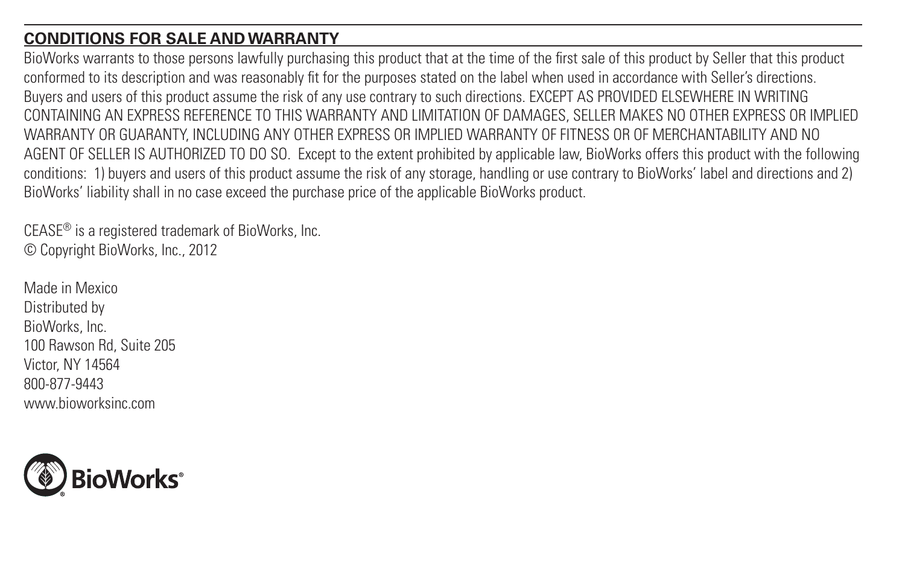## CONDITIONS FOR SALE AND WARRANTY

BioWorks warrants to those persons lawfully purchasing this product that at the time of the first sale of this product by Seller that this product conformed to its description and was reasonably fit for the purposes stated on the label when used in accordance with Seller's directions. Buyers and users of this product assume the risk of any use contrary to such directions. EXCEPT AS PROVIDED ELSEWHERE IN WRITING CONTAINING AN EXPRESS REFERENCE TO THIS WARRANTY AND LIMITATION OF DAMAGES, SELLER MAKES NO OTHER EXPRESS OR IMPLIED WARRANTY OR GUARANTY, INCLUDING ANY OTHER EXPRESS OR IMPLIED WARRANTY OF FITNESS OR OF MERCHANTABILITY AND NO AGENT OF SELLER IS AUTHORIZED TO DO SO. Except to the extent prohibited by applicable law, BioWorks offers this product with the following conditions: 1) buyers and users of this product assume the risk of any storage, handling or use contrary to BioWorks' label and directions and 2) BioWorks' liability shall in no case exceed the purchase price of the applicable BioWorks product.

CEASE® is a registered trademark of BioWorks, Inc.
© Copyright BioWorks, Inc., 2012

Made in Mexico
Distributed by
BioWorks, Inc.
100 Rawson Rd, Suite 205
Victor, NY 14564
800-877-9443
www.bioworksinc.com

BioWorks®